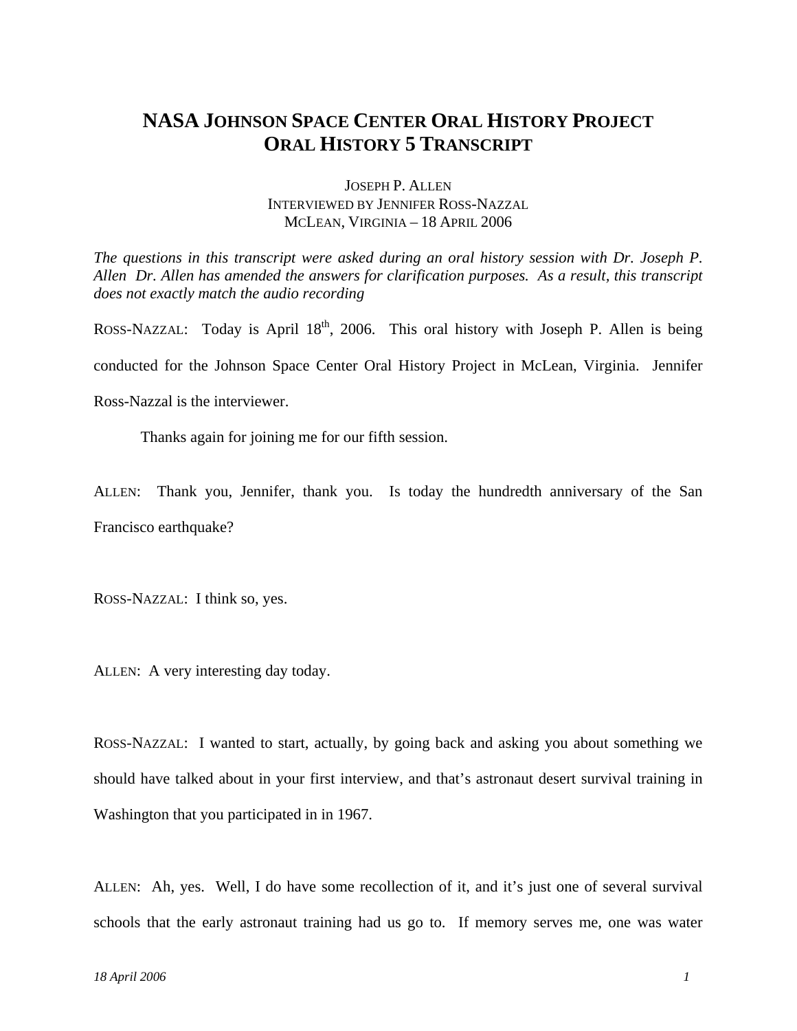# NASA Johnson Space Center Oral History Project
# Oral History 5 Transcript

Joseph P. Allen
Interviewed by Jennifer Ross-Nazzal
McLean, Virginia – 18 April 2006

*The questions in this transcript were asked during an oral history session with Dr. Joseph P. Allen Dr. Allen has amended the answers for clarification purposes. As a result, this transcript does not exactly match the audio recording*

ROSS-NAZZAL: Today is April 18th, 2006. This oral history with Joseph P. Allen is being conducted for the Johnson Space Center Oral History Project in McLean, Virginia. Jennifer Ross-Nazzal is the interviewer.

Thanks again for joining me for our fifth session.

ALLEN: Thank you, Jennifer, thank you. Is today the hundredth anniversary of the San Francisco earthquake?

ROSS-NAZZAL: I think so, yes.

ALLEN: A very interesting day today.

ROSS-NAZZAL: I wanted to start, actually, by going back and asking you about something we should have talked about in your first interview, and that's astronaut desert survival training in Washington that you participated in in 1967.

ALLEN: Ah, yes. Well, I do have some recollection of it, and it's just one of several survival schools that the early astronaut training had us go to. If memory serves me, one was water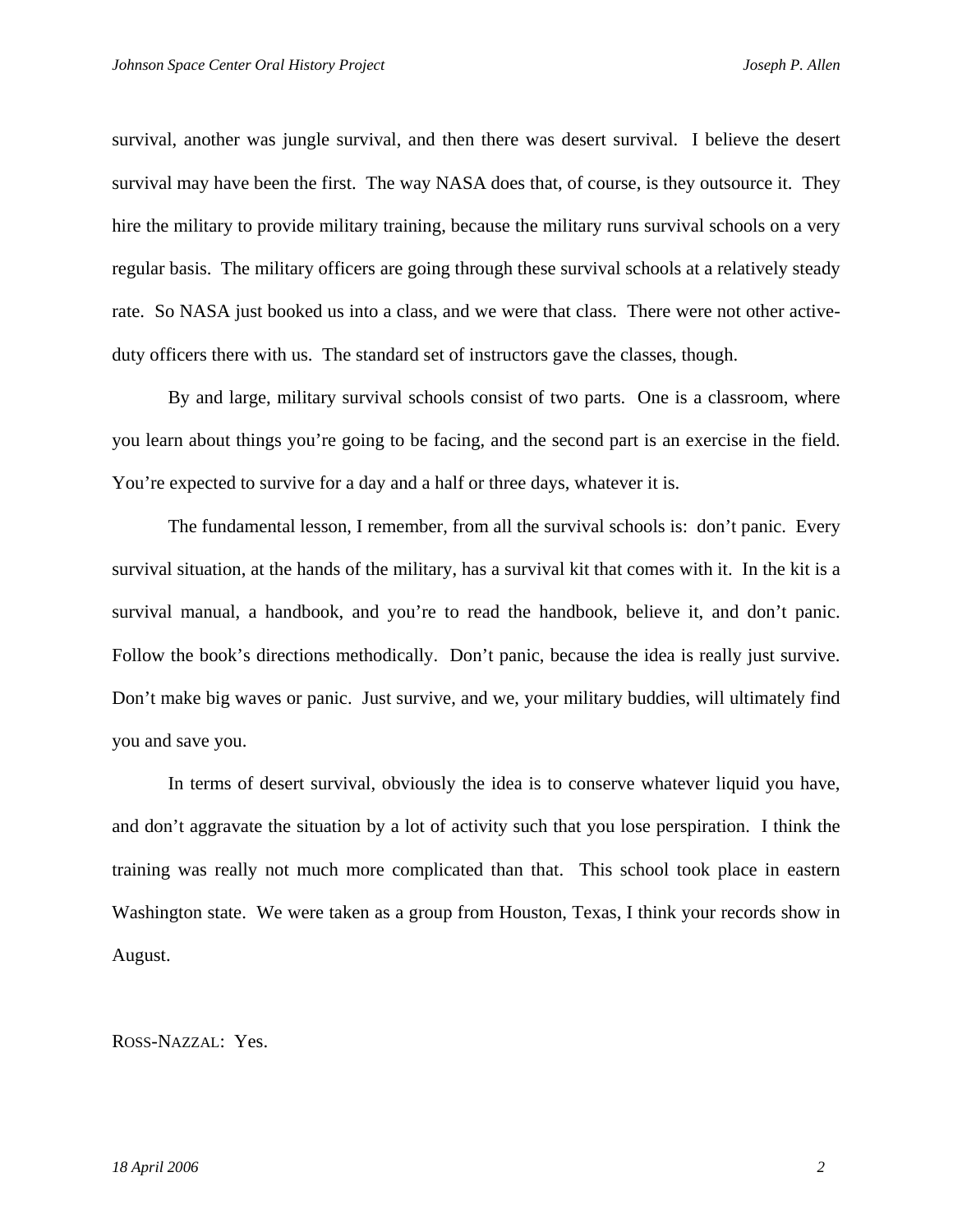survival, another was jungle survival, and then there was desert survival. I believe the desert survival may have been the first. The way NASA does that, of course, is they outsource it. They hire the military to provide military training, because the military runs survival schools on a very regular basis. The military officers are going through these survival schools at a relatively steady rate. So NASA just booked us into a class, and we were that class. There were not other active-duty officers there with us. The standard set of instructors gave the classes, though.

By and large, military survival schools consist of two parts. One is a classroom, where you learn about things you're going to be facing, and the second part is an exercise in the field. You're expected to survive for a day and a half or three days, whatever it is.

The fundamental lesson, I remember, from all the survival schools is: don't panic. Every survival situation, at the hands of the military, has a survival kit that comes with it. In the kit is a survival manual, a handbook, and you're to read the handbook, believe it, and don't panic. Follow the book's directions methodically. Don't panic, because the idea is really just survive. Don't make big waves or panic. Just survive, and we, your military buddies, will ultimately find you and save you.

In terms of desert survival, obviously the idea is to conserve whatever liquid you have, and don't aggravate the situation by a lot of activity such that you lose perspiration. I think the training was really not much more complicated than that. This school took place in eastern Washington state. We were taken as a group from Houston, Texas, I think your records show in August.

ROSS-NAZZAL: Yes.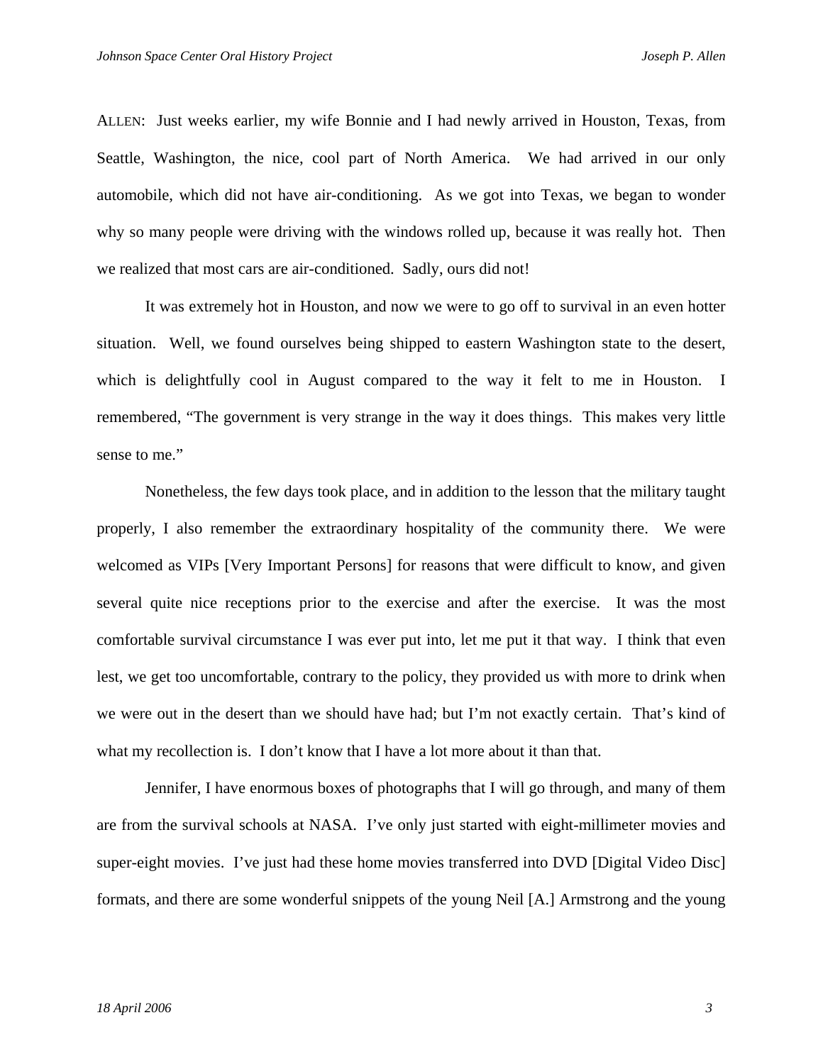ALLEN: Just weeks earlier, my wife Bonnie and I had newly arrived in Houston, Texas, from Seattle, Washington, the nice, cool part of North America. We had arrived in our only automobile, which did not have air-conditioning. As we got into Texas, we began to wonder why so many people were driving with the windows rolled up, because it was really hot. Then we realized that most cars are air-conditioned. Sadly, ours did not!

It was extremely hot in Houston, and now we were to go off to survival in an even hotter situation. Well, we found ourselves being shipped to eastern Washington state to the desert, which is delightfully cool in August compared to the way it felt to me in Houston. I remembered, "The government is very strange in the way it does things. This makes very little sense to me."

Nonetheless, the few days took place, and in addition to the lesson that the military taught properly, I also remember the extraordinary hospitality of the community there. We were welcomed as VIPs [Very Important Persons] for reasons that were difficult to know, and given several quite nice receptions prior to the exercise and after the exercise. It was the most comfortable survival circumstance I was ever put into, let me put it that way. I think that even lest, we get too uncomfortable, contrary to the policy, they provided us with more to drink when we were out in the desert than we should have had; but I'm not exactly certain. That's kind of what my recollection is. I don't know that I have a lot more about it than that.

Jennifer, I have enormous boxes of photographs that I will go through, and many of them are from the survival schools at NASA. I've only just started with eight-millimeter movies and super-eight movies. I've just had these home movies transferred into DVD [Digital Video Disc] formats, and there are some wonderful snippets of the young Neil [A.] Armstrong and the young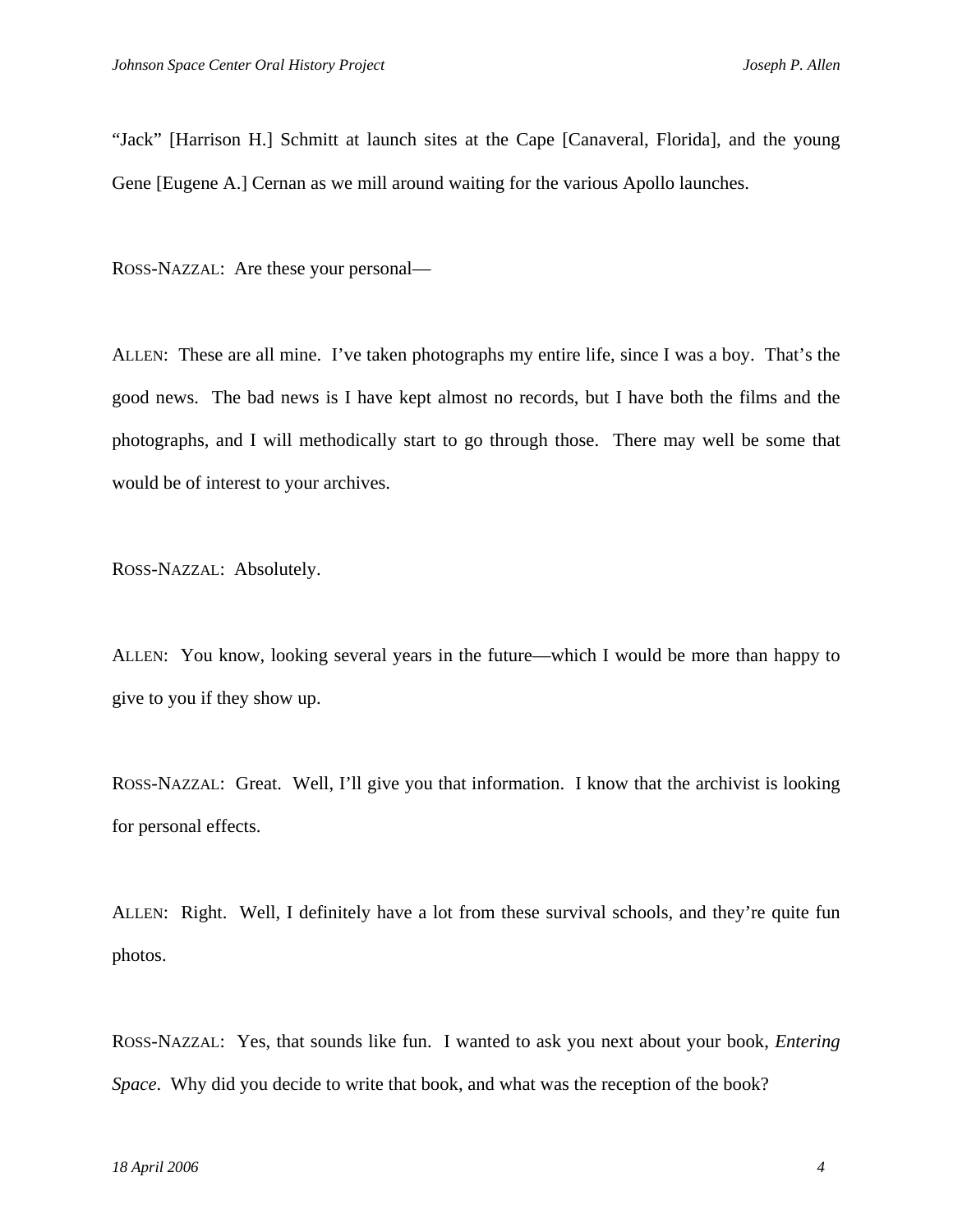"Jack" [Harrison H.] Schmitt at launch sites at the Cape [Canaveral, Florida], and the young Gene [Eugene A.] Cernan as we mill around waiting for the various Apollo launches.

ROSS-NAZZAL: Are these your personal—

ALLEN: These are all mine. I've taken photographs my entire life, since I was a boy. That's the good news. The bad news is I have kept almost no records, but I have both the films and the photographs, and I will methodically start to go through those. There may well be some that would be of interest to your archives.

ROSS-NAZZAL: Absolutely.

ALLEN: You know, looking several years in the future—which I would be more than happy to give to you if they show up.

ROSS-NAZZAL: Great. Well, I'll give you that information. I know that the archivist is looking for personal effects.

ALLEN: Right. Well, I definitely have a lot from these survival schools, and they're quite fun photos.

ROSS-NAZZAL: Yes, that sounds like fun. I wanted to ask you next about your book, *Entering Space*. Why did you decide to write that book, and what was the reception of the book?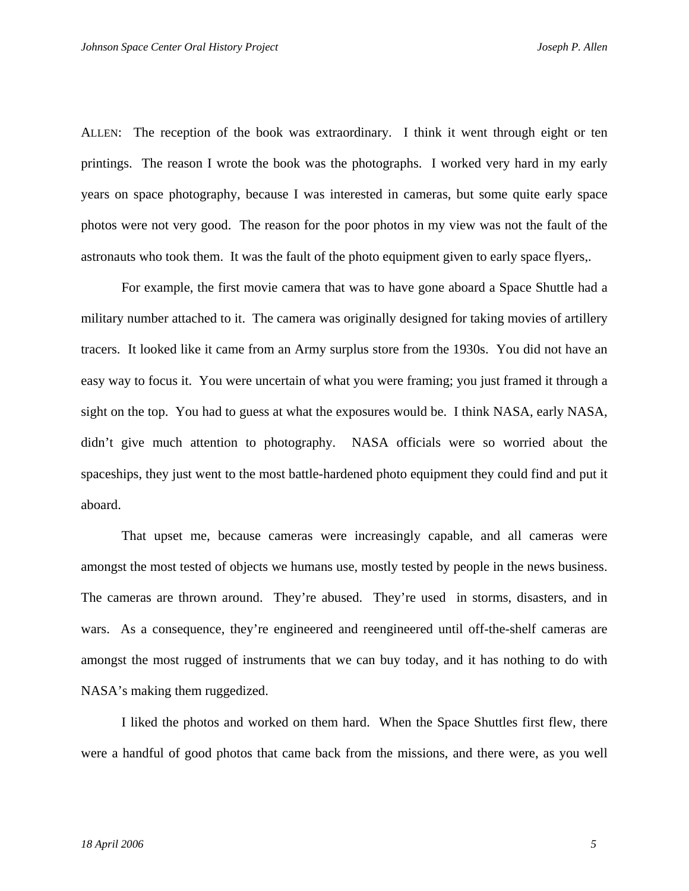ALLEN: The reception of the book was extraordinary. I think it went through eight or ten printings. The reason I wrote the book was the photographs. I worked very hard in my early years on space photography, because I was interested in cameras, but some quite early space photos were not very good. The reason for the poor photos in my view was not the fault of the astronauts who took them. It was the fault of the photo equipment given to early space flyers,.

For example, the first movie camera that was to have gone aboard a Space Shuttle had a military number attached to it. The camera was originally designed for taking movies of artillery tracers. It looked like it came from an Army surplus store from the 1930s. You did not have an easy way to focus it. You were uncertain of what you were framing; you just framed it through a sight on the top. You had to guess at what the exposures would be. I think NASA, early NASA, didn't give much attention to photography. NASA officials were so worried about the spaceships, they just went to the most battle-hardened photo equipment they could find and put it aboard.

That upset me, because cameras were increasingly capable, and all cameras were amongst the most tested of objects we humans use, mostly tested by people in the news business. The cameras are thrown around. They're abused. They're used in storms, disasters, and in wars. As a consequence, they're engineered and reengineered until off-the-shelf cameras are amongst the most rugged of instruments that we can buy today, and it has nothing to do with NASA's making them ruggedized.

I liked the photos and worked on them hard. When the Space Shuttles first flew, there were a handful of good photos that came back from the missions, and there were, as you well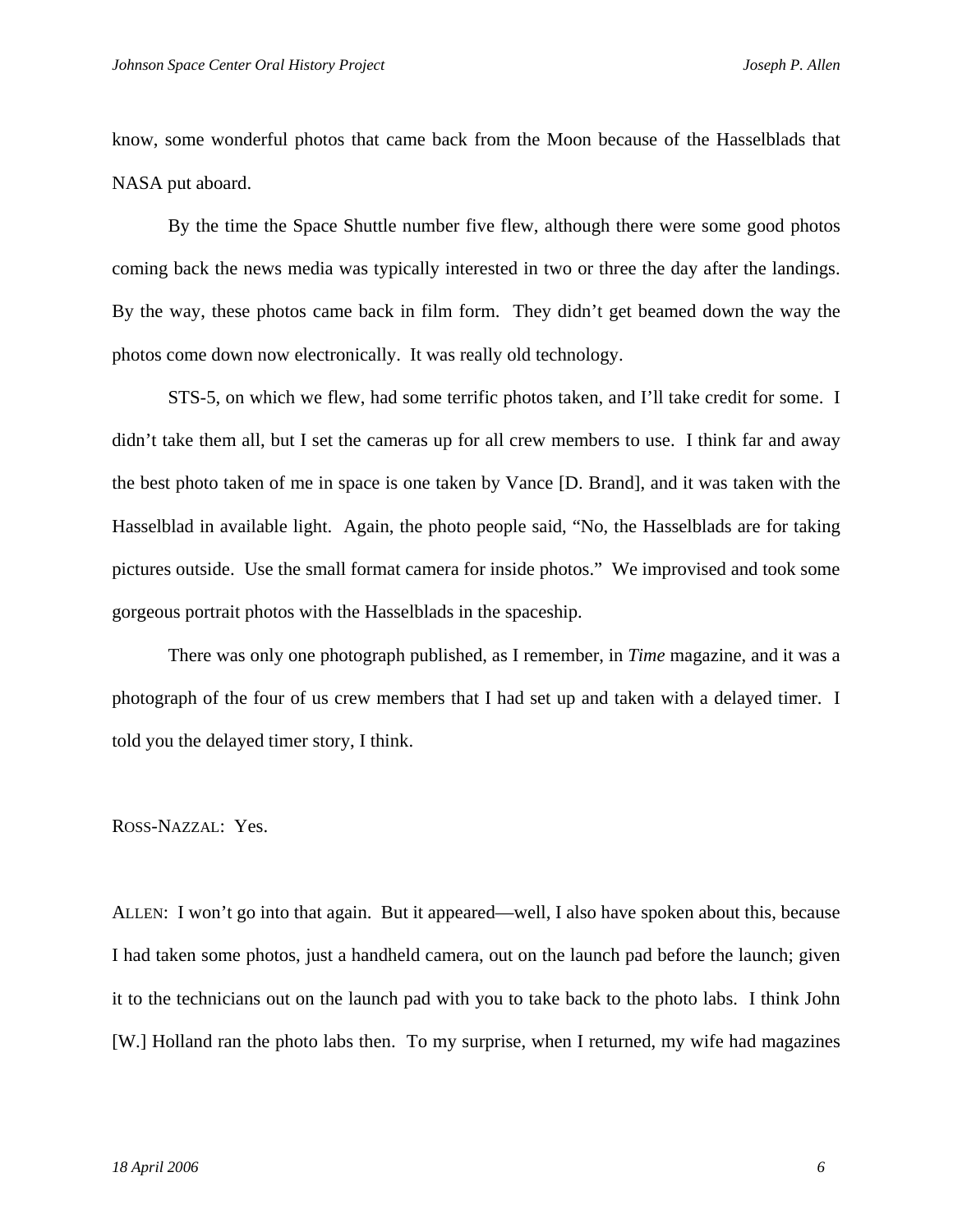know, some wonderful photos that came back from the Moon because of the Hasselblads that NASA put aboard.

By the time the Space Shuttle number five flew, although there were some good photos coming back the news media was typically interested in two or three the day after the landings. By the way, these photos came back in film form. They didn't get beamed down the way the photos come down now electronically. It was really old technology.

STS-5, on which we flew, had some terrific photos taken, and I'll take credit for some. I didn't take them all, but I set the cameras up for all crew members to use. I think far and away the best photo taken of me in space is one taken by Vance [D. Brand], and it was taken with the Hasselblad in available light. Again, the photo people said, "No, the Hasselblads are for taking pictures outside. Use the small format camera for inside photos." We improvised and took some gorgeous portrait photos with the Hasselblads in the spaceship.

There was only one photograph published, as I remember, in *Time* magazine, and it was a photograph of the four of us crew members that I had set up and taken with a delayed timer. I told you the delayed timer story, I think.

ROSS-NAZZAL: Yes.

ALLEN: I won't go into that again. But it appeared—well, I also have spoken about this, because I had taken some photos, just a handheld camera, out on the launch pad before the launch; given it to the technicians out on the launch pad with you to take back to the photo labs. I think John [W.] Holland ran the photo labs then. To my surprise, when I returned, my wife had magazines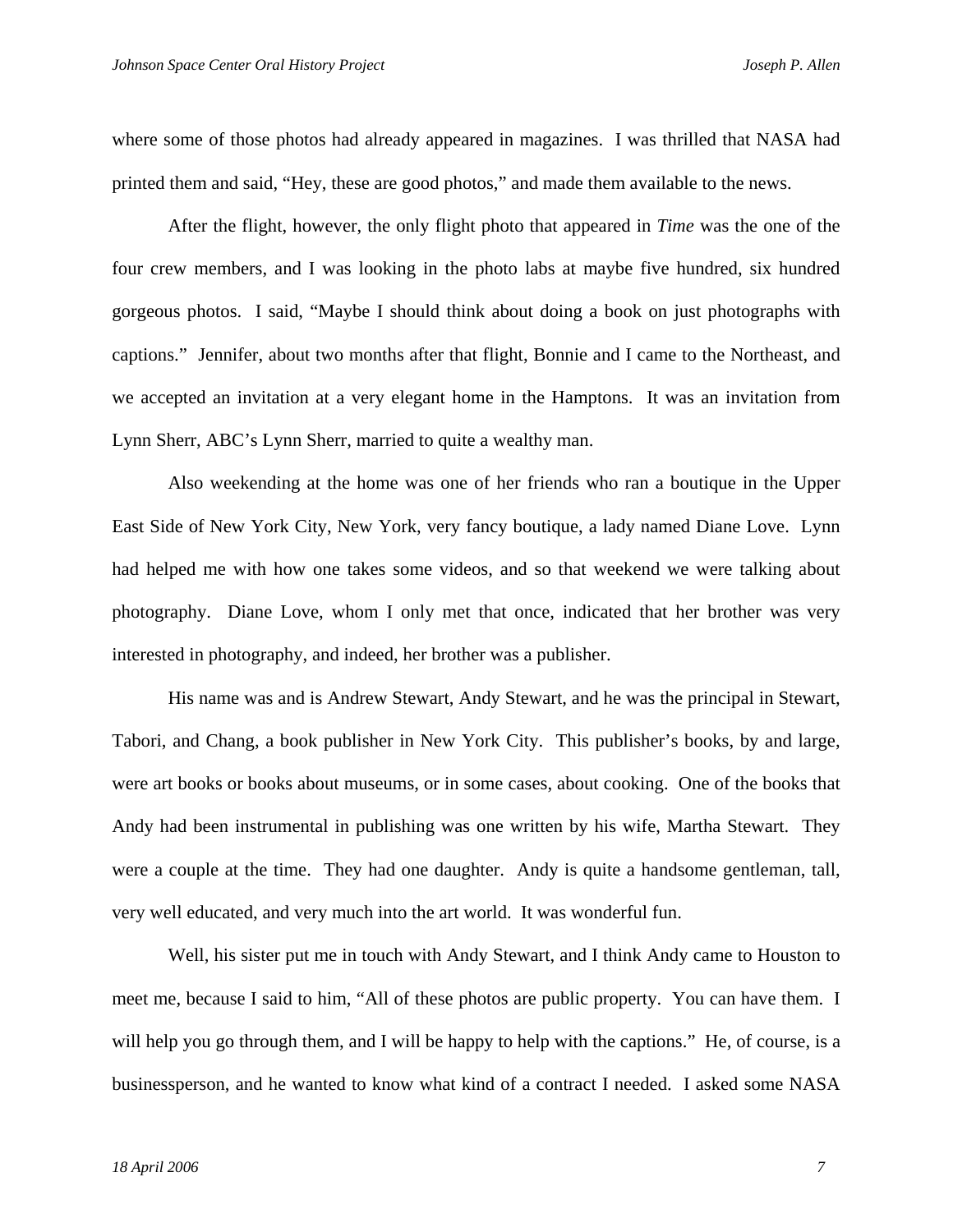where some of those photos had already appeared in magazines. I was thrilled that NASA had printed them and said, "Hey, these are good photos," and made them available to the news.

After the flight, however, the only flight photo that appeared in *Time* was the one of the four crew members, and I was looking in the photo labs at maybe five hundred, six hundred gorgeous photos. I said, "Maybe I should think about doing a book on just photographs with captions." Jennifer, about two months after that flight, Bonnie and I came to the Northeast, and we accepted an invitation at a very elegant home in the Hamptons. It was an invitation from Lynn Sherr, ABC's Lynn Sherr, married to quite a wealthy man.

Also weekending at the home was one of her friends who ran a boutique in the Upper East Side of New York City, New York, very fancy boutique, a lady named Diane Love. Lynn had helped me with how one takes some videos, and so that weekend we were talking about photography. Diane Love, whom I only met that once, indicated that her brother was very interested in photography, and indeed, her brother was a publisher.

His name was and is Andrew Stewart, Andy Stewart, and he was the principal in Stewart, Tabori, and Chang, a book publisher in New York City. This publisher's books, by and large, were art books or books about museums, or in some cases, about cooking. One of the books that Andy had been instrumental in publishing was one written by his wife, Martha Stewart. They were a couple at the time. They had one daughter. Andy is quite a handsome gentleman, tall, very well educated, and very much into the art world. It was wonderful fun.

Well, his sister put me in touch with Andy Stewart, and I think Andy came to Houston to meet me, because I said to him, "All of these photos are public property. You can have them. I will help you go through them, and I will be happy to help with the captions." He, of course, is a businessperson, and he wanted to know what kind of a contract I needed. I asked some NASA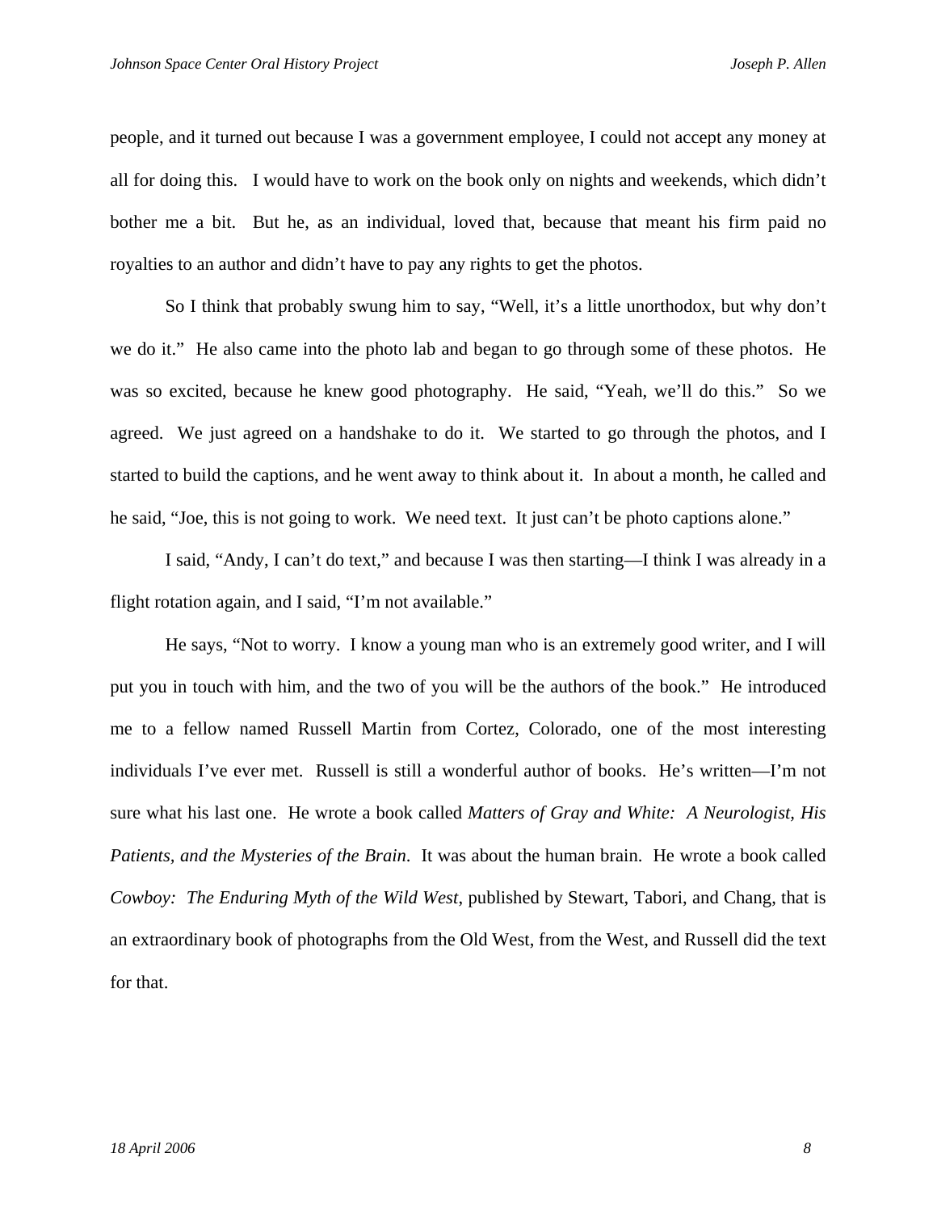people, and it turned out because I was a government employee, I could not accept any money at all for doing this. I would have to work on the book only on nights and weekends, which didn't bother me a bit. But he, as an individual, loved that, because that meant his firm paid no royalties to an author and didn't have to pay any rights to get the photos.

So I think that probably swung him to say, "Well, it's a little unorthodox, but why don't we do it." He also came into the photo lab and began to go through some of these photos. He was so excited, because he knew good photography. He said, "Yeah, we'll do this." So we agreed. We just agreed on a handshake to do it. We started to go through the photos, and I started to build the captions, and he went away to think about it. In about a month, he called and he said, "Joe, this is not going to work. We need text. It just can't be photo captions alone."

I said, "Andy, I can't do text," and because I was then starting—I think I was already in a flight rotation again, and I said, "I'm not available."

He says, "Not to worry. I know a young man who is an extremely good writer, and I will put you in touch with him, and the two of you will be the authors of the book." He introduced me to a fellow named Russell Martin from Cortez, Colorado, one of the most interesting individuals I've ever met. Russell is still a wonderful author of books. He's written—I'm not sure what his last one. He wrote a book called *Matters of Gray and White: A Neurologist, His Patients, and the Mysteries of the Brain*. It was about the human brain. He wrote a book called *Cowboy: The Enduring Myth of the Wild West*, published by Stewart, Tabori, and Chang, that is an extraordinary book of photographs from the Old West, from the West, and Russell did the text for that.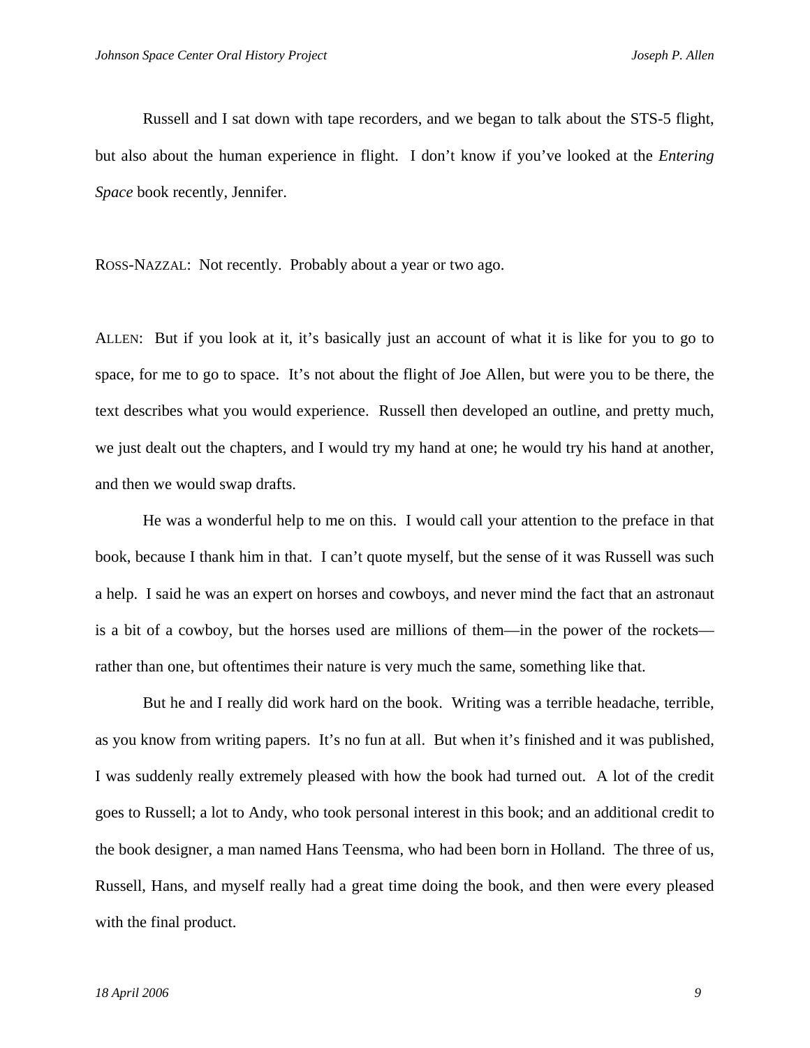Russell and I sat down with tape recorders, and we began to talk about the STS-5 flight, but also about the human experience in flight. I don't know if you've looked at the *Entering Space* book recently, Jennifer.

ROSS-NAZZAL: Not recently. Probably about a year or two ago.

ALLEN: But if you look at it, it's basically just an account of what it is like for you to go to space, for me to go to space. It's not about the flight of Joe Allen, but were you to be there, the text describes what you would experience. Russell then developed an outline, and pretty much, we just dealt out the chapters, and I would try my hand at one; he would try his hand at another, and then we would swap drafts.

He was a wonderful help to me on this. I would call your attention to the preface in that book, because I thank him in that. I can't quote myself, but the sense of it was Russell was such a help. I said he was an expert on horses and cowboys, and never mind the fact that an astronaut is a bit of a cowboy, but the horses used are millions of them—in the power of the rockets—rather than one, but oftentimes their nature is very much the same, something like that.

But he and I really did work hard on the book. Writing was a terrible headache, terrible, as you know from writing papers. It's no fun at all. But when it's finished and it was published, I was suddenly really extremely pleased with how the book had turned out. A lot of the credit goes to Russell; a lot to Andy, who took personal interest in this book; and an additional credit to the book designer, a man named Hans Teensma, who had been born in Holland. The three of us, Russell, Hans, and myself really had a great time doing the book, and then were every pleased with the final product.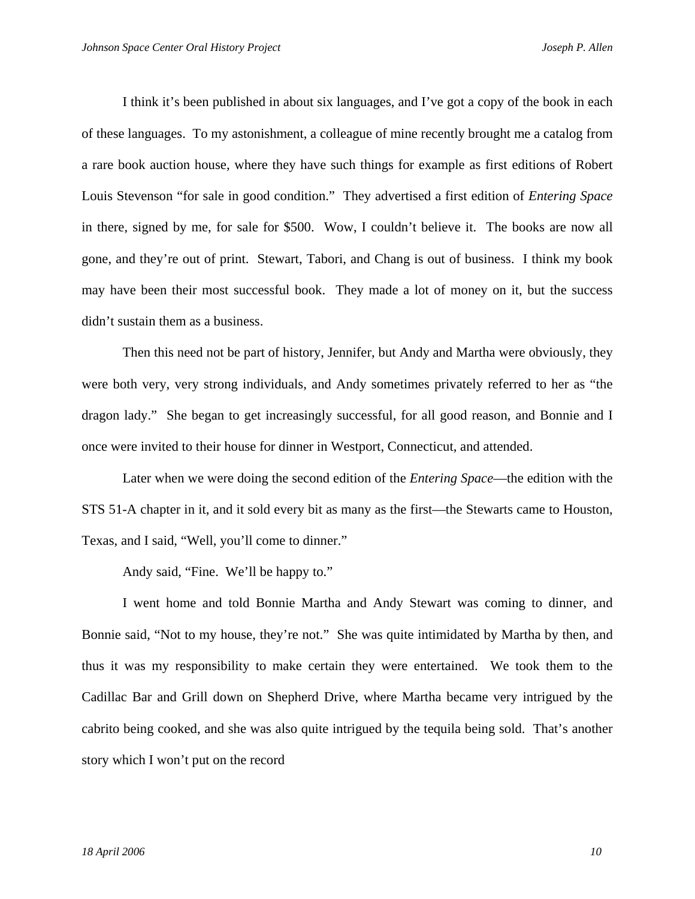I think it's been published in about six languages, and I've got a copy of the book in each of these languages. To my astonishment, a colleague of mine recently brought me a catalog from a rare book auction house, where they have such things for example as first editions of Robert Louis Stevenson "for sale in good condition." They advertised a first edition of *Entering Space* in there, signed by me, for sale for $500. Wow, I couldn't believe it. The books are now all gone, and they're out of print. Stewart, Tabori, and Chang is out of business. I think my book may have been their most successful book. They made a lot of money on it, but the success didn't sustain them as a business.

Then this need not be part of history, Jennifer, but Andy and Martha were obviously, they were both very, very strong individuals, and Andy sometimes privately referred to her as "the dragon lady." She began to get increasingly successful, for all good reason, and Bonnie and I once were invited to their house for dinner in Westport, Connecticut, and attended.

Later when we were doing the second edition of the *Entering Space*—the edition with the STS 51-A chapter in it, and it sold every bit as many as the first—the Stewarts came to Houston, Texas, and I said, "Well, you'll come to dinner."

Andy said, "Fine. We'll be happy to."

I went home and told Bonnie Martha and Andy Stewart was coming to dinner, and Bonnie said, "Not to my house, they're not." She was quite intimidated by Martha by then, and thus it was my responsibility to make certain they were entertained. We took them to the Cadillac Bar and Grill down on Shepherd Drive, where Martha became very intrigued by the cabrito being cooked, and she was also quite intrigued by the tequila being sold. That's another story which I won't put on the record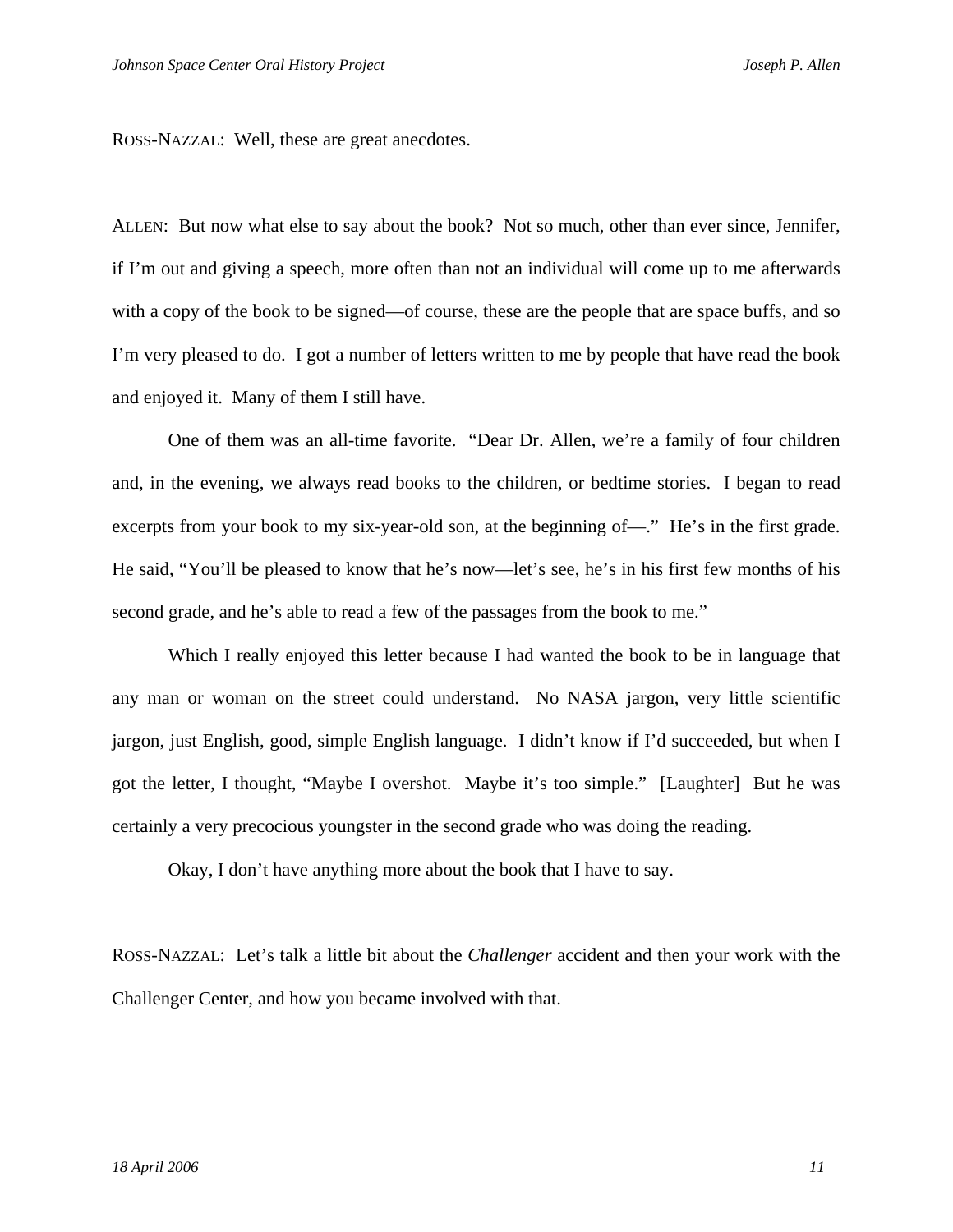ROSS-NAZZAL: Well, these are great anecdotes.

ALLEN: But now what else to say about the book? Not so much, other than ever since, Jennifer, if I'm out and giving a speech, more often than not an individual will come up to me afterwards with a copy of the book to be signed—of course, these are the people that are space buffs, and so I'm very pleased to do. I got a number of letters written to me by people that have read the book and enjoyed it. Many of them I still have.

One of them was an all-time favorite. "Dear Dr. Allen, we're a family of four children and, in the evening, we always read books to the children, or bedtime stories. I began to read excerpts from your book to my six-year-old son, at the beginning of—." He's in the first grade. He said, "You'll be pleased to know that he's now—let's see, he's in his first few months of his second grade, and he's able to read a few of the passages from the book to me."

Which I really enjoyed this letter because I had wanted the book to be in language that any man or woman on the street could understand. No NASA jargon, very little scientific jargon, just English, good, simple English language. I didn't know if I'd succeeded, but when I got the letter, I thought, "Maybe I overshot. Maybe it's too simple." [Laughter] But he was certainly a very precocious youngster in the second grade who was doing the reading.

Okay, I don't have anything more about the book that I have to say.

ROSS-NAZZAL: Let's talk a little bit about the *Challenger* accident and then your work with the Challenger Center, and how you became involved with that.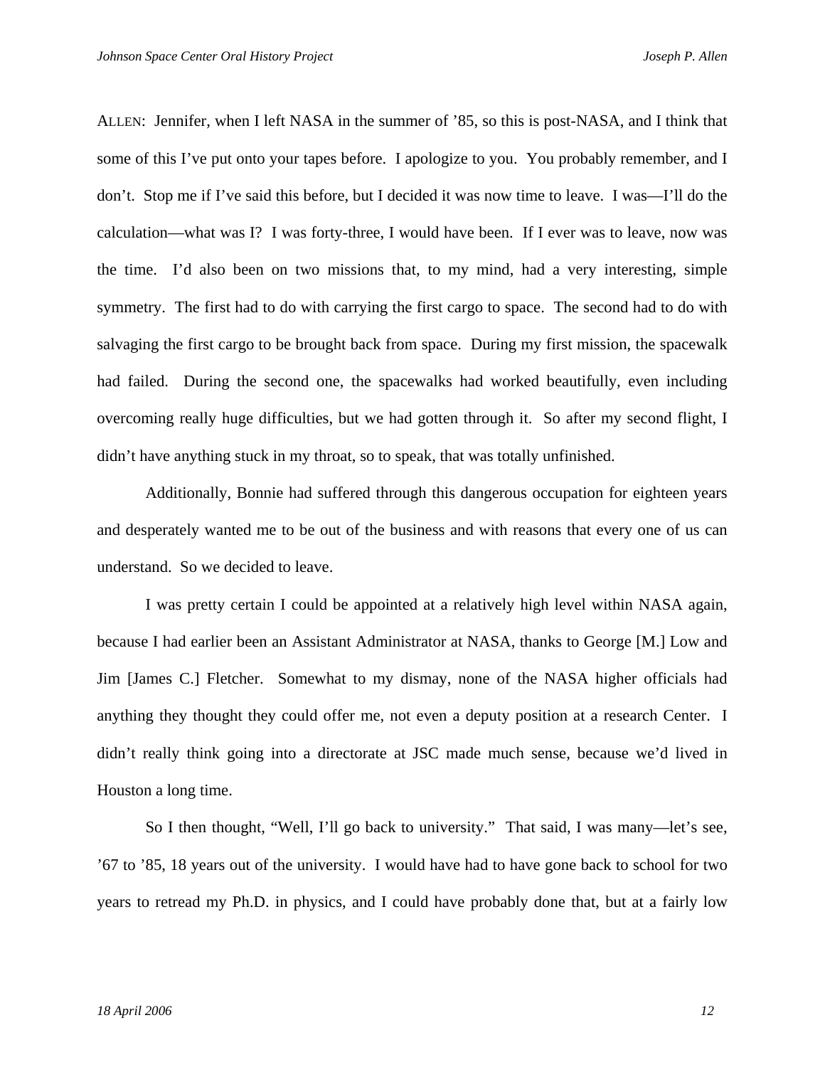ALLEN: Jennifer, when I left NASA in the summer of '85, so this is post-NASA, and I think that some of this I've put onto your tapes before. I apologize to you. You probably remember, and I don't. Stop me if I've said this before, but I decided it was now time to leave. I was—I'll do the calculation—what was I? I was forty-three, I would have been. If I ever was to leave, now was the time. I'd also been on two missions that, to my mind, had a very interesting, simple symmetry. The first had to do with carrying the first cargo to space. The second had to do with salvaging the first cargo to be brought back from space. During my first mission, the spacewalk had failed. During the second one, the spacewalks had worked beautifully, even including overcoming really huge difficulties, but we had gotten through it. So after my second flight, I didn't have anything stuck in my throat, so to speak, that was totally unfinished.

Additionally, Bonnie had suffered through this dangerous occupation for eighteen years and desperately wanted me to be out of the business and with reasons that every one of us can understand. So we decided to leave.

I was pretty certain I could be appointed at a relatively high level within NASA again, because I had earlier been an Assistant Administrator at NASA, thanks to George [M.] Low and Jim [James C.] Fletcher. Somewhat to my dismay, none of the NASA higher officials had anything they thought they could offer me, not even a deputy position at a research Center. I didn't really think going into a directorate at JSC made much sense, because we'd lived in Houston a long time.

So I then thought, "Well, I'll go back to university." That said, I was many—let's see, '67 to '85, 18 years out of the university. I would have had to have gone back to school for two years to retread my Ph.D. in physics, and I could have probably done that, but at a fairly low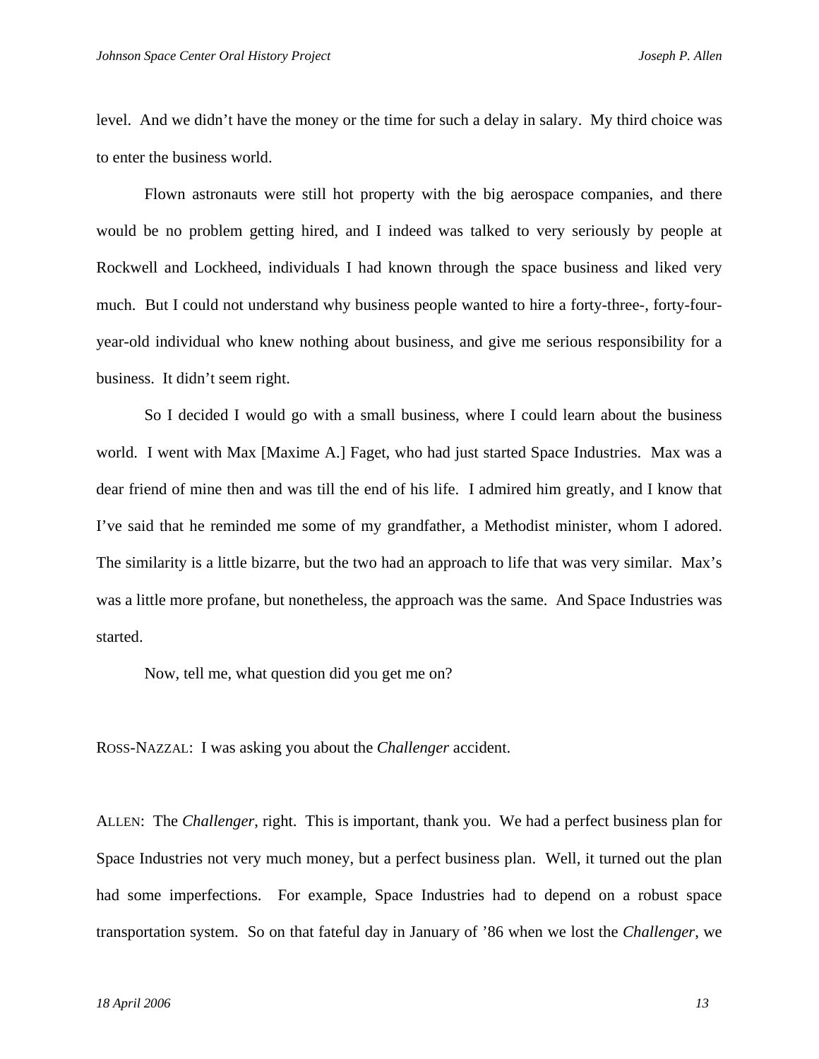level. And we didn't have the money or the time for such a delay in salary. My third choice was to enter the business world.

Flown astronauts were still hot property with the big aerospace companies, and there would be no problem getting hired, and I indeed was talked to very seriously by people at Rockwell and Lockheed, individuals I had known through the space business and liked very much. But I could not understand why business people wanted to hire a forty-three-, forty-four-year-old individual who knew nothing about business, and give me serious responsibility for a business. It didn't seem right.

So I decided I would go with a small business, where I could learn about the business world. I went with Max [Maxime A.] Faget, who had just started Space Industries. Max was a dear friend of mine then and was till the end of his life. I admired him greatly, and I know that I've said that he reminded me some of my grandfather, a Methodist minister, whom I adored. The similarity is a little bizarre, but the two had an approach to life that was very similar. Max's was a little more profane, but nonetheless, the approach was the same. And Space Industries was started.

Now, tell me, what question did you get me on?

ROSS-NAZZAL: I was asking you about the *Challenger* accident.

ALLEN: The *Challenger*, right. This is important, thank you. We had a perfect business plan for Space Industries not very much money, but a perfect business plan. Well, it turned out the plan had some imperfections. For example, Space Industries had to depend on a robust space transportation system. So on that fateful day in January of '86 when we lost the *Challenger*, we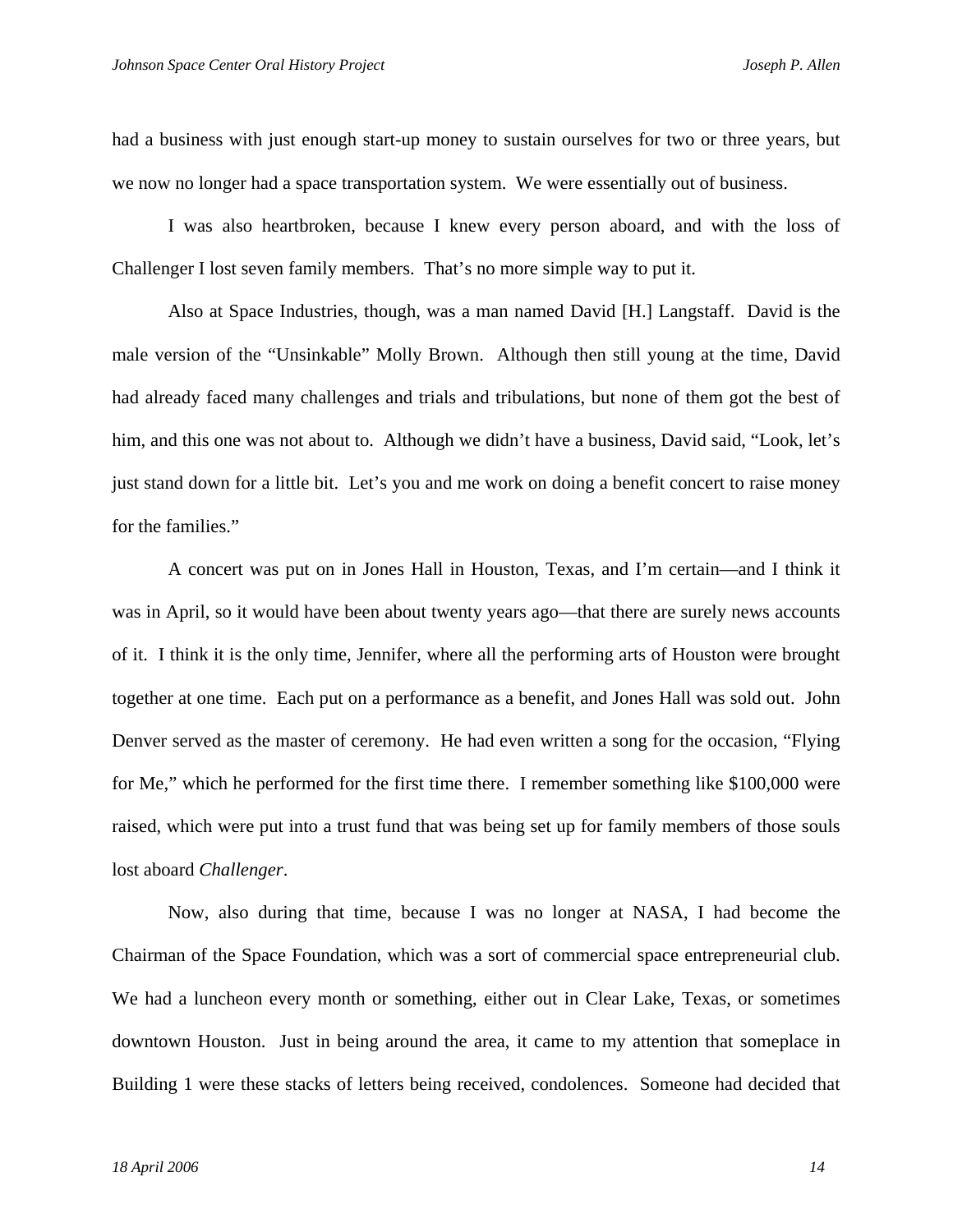had a business with just enough start-up money to sustain ourselves for two or three years, but we now no longer had a space transportation system. We were essentially out of business.

I was also heartbroken, because I knew every person aboard, and with the loss of Challenger I lost seven family members. That's no more simple way to put it.

Also at Space Industries, though, was a man named David [H.] Langstaff. David is the male version of the "Unsinkable" Molly Brown. Although then still young at the time, David had already faced many challenges and trials and tribulations, but none of them got the best of him, and this one was not about to. Although we didn't have a business, David said, "Look, let's just stand down for a little bit. Let's you and me work on doing a benefit concert to raise money for the families."

A concert was put on in Jones Hall in Houston, Texas, and I'm certain—and I think it was in April, so it would have been about twenty years ago—that there are surely news accounts of it. I think it is the only time, Jennifer, where all the performing arts of Houston were brought together at one time. Each put on a performance as a benefit, and Jones Hall was sold out. John Denver served as the master of ceremony. He had even written a song for the occasion, "Flying for Me," which he performed for the first time there. I remember something like $100,000 were raised, which were put into a trust fund that was being set up for family members of those souls lost aboard *Challenger*.

Now, also during that time, because I was no longer at NASA, I had become the Chairman of the Space Foundation, which was a sort of commercial space entrepreneurial club. We had a luncheon every month or something, either out in Clear Lake, Texas, or sometimes downtown Houston. Just in being around the area, it came to my attention that someplace in Building 1 were these stacks of letters being received, condolences. Someone had decided that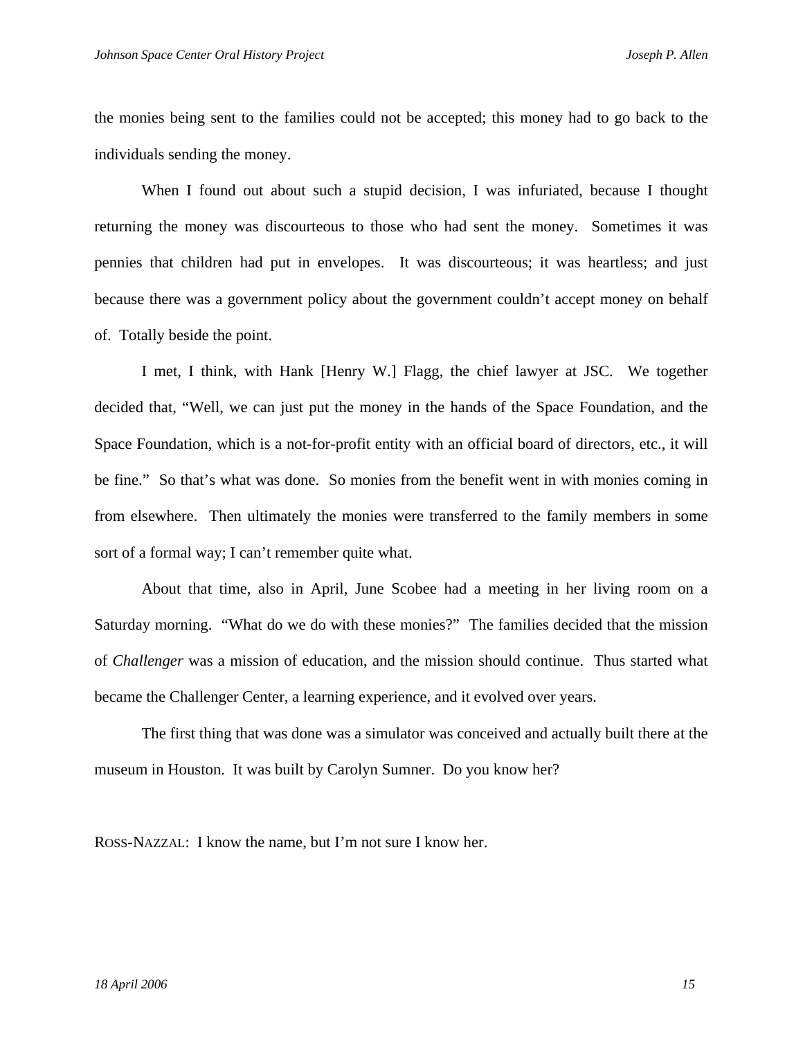the monies being sent to the families could not be accepted; this money had to go back to the individuals sending the money.

When I found out about such a stupid decision, I was infuriated, because I thought returning the money was discourteous to those who had sent the money. Sometimes it was pennies that children had put in envelopes. It was discourteous; it was heartless; and just because there was a government policy about the government couldn't accept money on behalf of. Totally beside the point.

I met, I think, with Hank [Henry W.] Flagg, the chief lawyer at JSC. We together decided that, "Well, we can just put the money in the hands of the Space Foundation, and the Space Foundation, which is a not-for-profit entity with an official board of directors, etc., it will be fine." So that's what was done. So monies from the benefit went in with monies coming in from elsewhere. Then ultimately the monies were transferred to the family members in some sort of a formal way; I can't remember quite what.

About that time, also in April, June Scobee had a meeting in her living room on a Saturday morning. "What do we do with these monies?" The families decided that the mission of *Challenger* was a mission of education, and the mission should continue. Thus started what became the Challenger Center, a learning experience, and it evolved over years.

The first thing that was done was a simulator was conceived and actually built there at the museum in Houston. It was built by Carolyn Sumner. Do you know her?

ROSS-NAZZAL: I know the name, but I'm not sure I know her.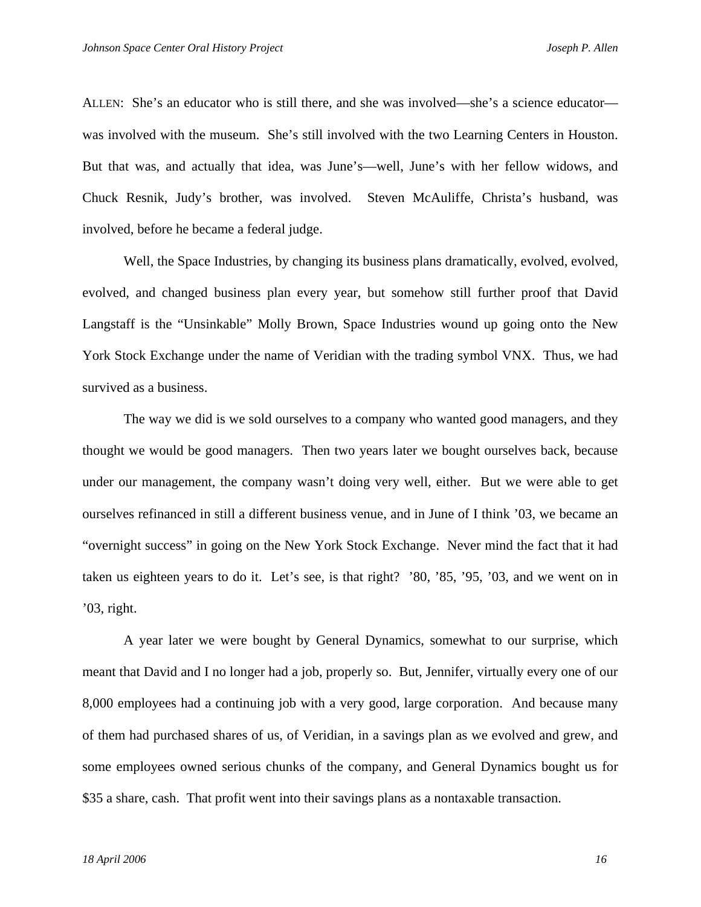ALLEN: She's an educator who is still there, and she was involved—she's a science educator—was involved with the museum. She's still involved with the two Learning Centers in Houston. But that was, and actually that idea, was June's—well, June's with her fellow widows, and Chuck Resnik, Judy's brother, was involved. Steven McAuliffe, Christa's husband, was involved, before he became a federal judge.

Well, the Space Industries, by changing its business plans dramatically, evolved, evolved, evolved, and changed business plan every year, but somehow still further proof that David Langstaff is the "Unsinkable" Molly Brown, Space Industries wound up going onto the New York Stock Exchange under the name of Veridian with the trading symbol VNX. Thus, we had survived as a business.

The way we did is we sold ourselves to a company who wanted good managers, and they thought we would be good managers. Then two years later we bought ourselves back, because under our management, the company wasn't doing very well, either. But we were able to get ourselves refinanced in still a different business venue, and in June of I think '03, we became an "overnight success" in going on the New York Stock Exchange. Never mind the fact that it had taken us eighteen years to do it. Let's see, is that right? '80, '85, '95, '03, and we went on in '03, right.

A year later we were bought by General Dynamics, somewhat to our surprise, which meant that David and I no longer had a job, properly so. But, Jennifer, virtually every one of our 8,000 employees had a continuing job with a very good, large corporation. And because many of them had purchased shares of us, of Veridian, in a savings plan as we evolved and grew, and some employees owned serious chunks of the company, and General Dynamics bought us for $35 a share, cash. That profit went into their savings plans as a nontaxable transaction.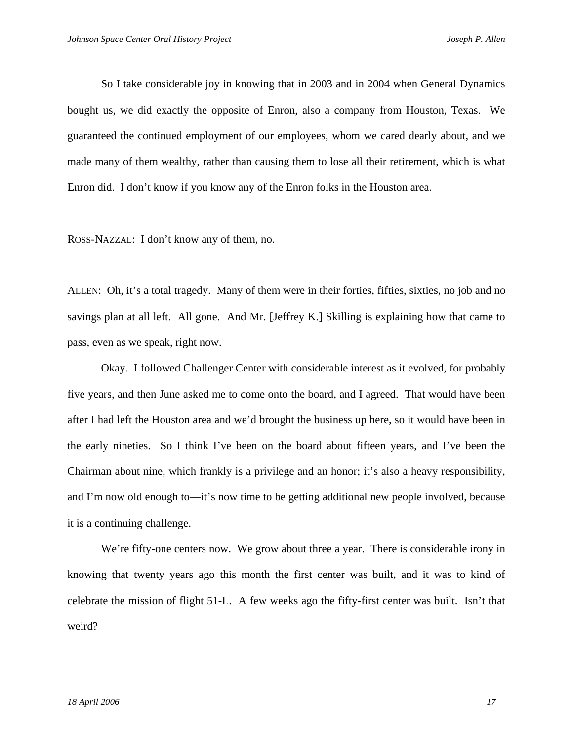So I take considerable joy in knowing that in 2003 and in 2004 when General Dynamics bought us, we did exactly the opposite of Enron, also a company from Houston, Texas. We guaranteed the continued employment of our employees, whom we cared dearly about, and we made many of them wealthy, rather than causing them to lose all their retirement, which is what Enron did. I don't know if you know any of the Enron folks in the Houston area.

ROSS-NAZZAL: I don't know any of them, no.

ALLEN: Oh, it's a total tragedy. Many of them were in their forties, fifties, sixties, no job and no savings plan at all left. All gone. And Mr. [Jeffrey K.] Skilling is explaining how that came to pass, even as we speak, right now.

Okay. I followed Challenger Center with considerable interest as it evolved, for probably five years, and then June asked me to come onto the board, and I agreed. That would have been after I had left the Houston area and we'd brought the business up here, so it would have been in the early nineties. So I think I've been on the board about fifteen years, and I've been the Chairman about nine, which frankly is a privilege and an honor; it's also a heavy responsibility, and I'm now old enough to—it's now time to be getting additional new people involved, because it is a continuing challenge.

We're fifty-one centers now. We grow about three a year. There is considerable irony in knowing that twenty years ago this month the first center was built, and it was to kind of celebrate the mission of flight 51-L. A few weeks ago the fifty-first center was built. Isn't that weird?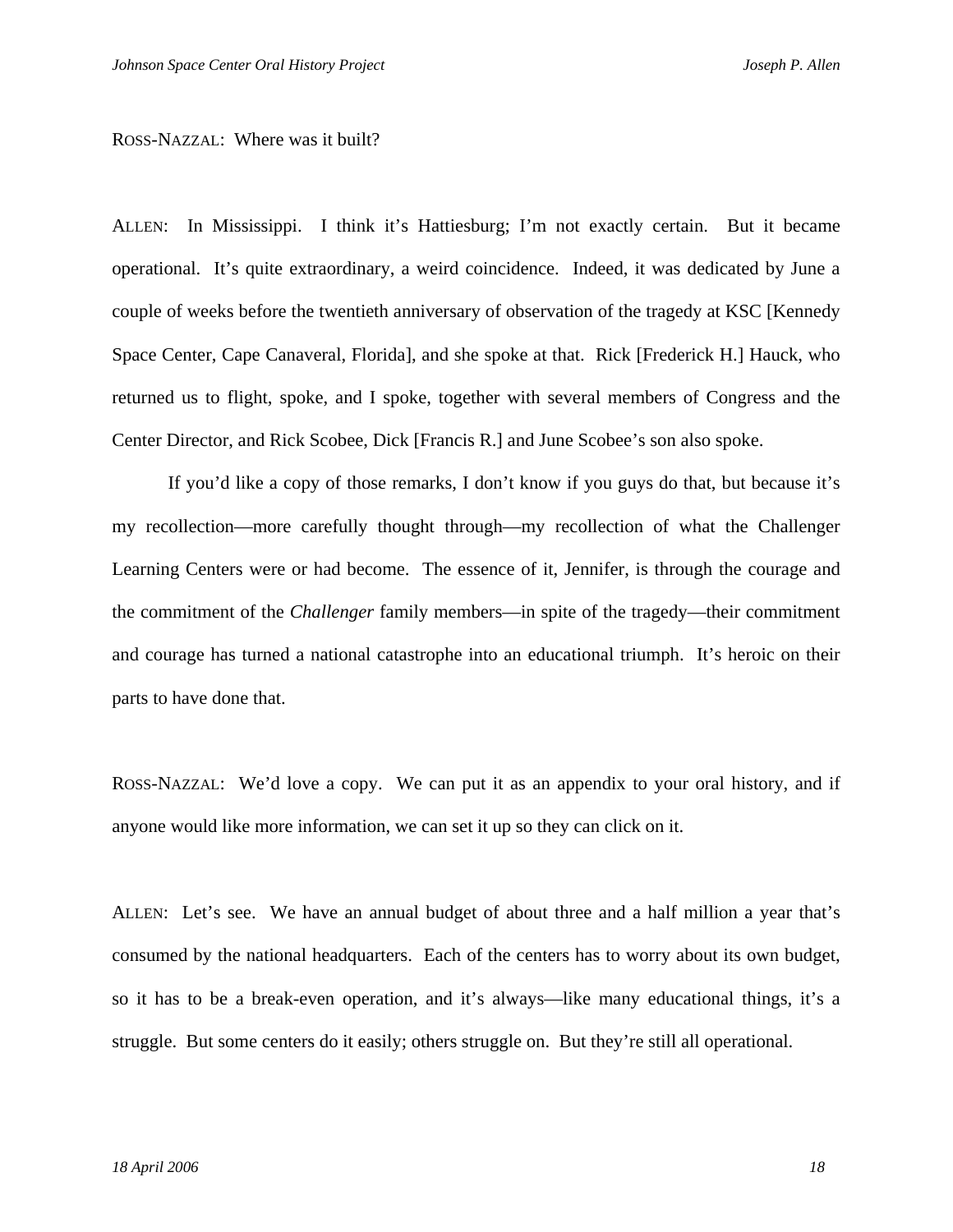ROSS-NAZZAL: Where was it built?

ALLEN: In Mississippi. I think it's Hattiesburg; I'm not exactly certain. But it became operational. It's quite extraordinary, a weird coincidence. Indeed, it was dedicated by June a couple of weeks before the twentieth anniversary of observation of the tragedy at KSC [Kennedy Space Center, Cape Canaveral, Florida], and she spoke at that. Rick [Frederick H.] Hauck, who returned us to flight, spoke, and I spoke, together with several members of Congress and the Center Director, and Rick Scobee, Dick [Francis R.] and June Scobee's son also spoke.

If you'd like a copy of those remarks, I don't know if you guys do that, but because it's my recollection—more carefully thought through—my recollection of what the Challenger Learning Centers were or had become. The essence of it, Jennifer, is through the courage and the commitment of the *Challenger* family members—in spite of the tragedy—their commitment and courage has turned a national catastrophe into an educational triumph. It's heroic on their parts to have done that.

ROSS-NAZZAL: We'd love a copy. We can put it as an appendix to your oral history, and if anyone would like more information, we can set it up so they can click on it.

ALLEN: Let's see. We have an annual budget of about three and a half million a year that's consumed by the national headquarters. Each of the centers has to worry about its own budget, so it has to be a break-even operation, and it's always—like many educational things, it's a struggle. But some centers do it easily; others struggle on. But they're still all operational.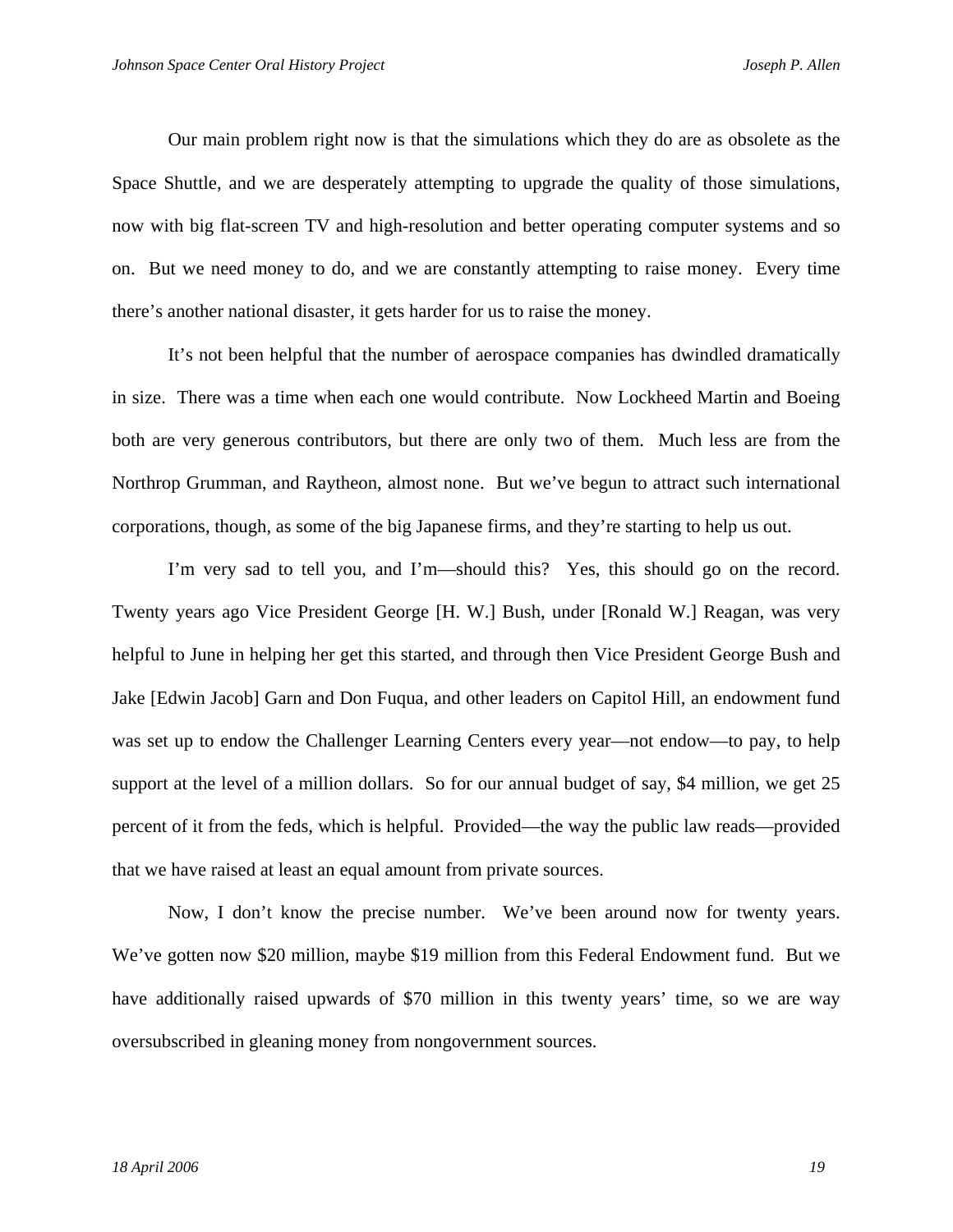Our main problem right now is that the simulations which they do are as obsolete as the Space Shuttle, and we are desperately attempting to upgrade the quality of those simulations, now with big flat-screen TV and high-resolution and better operating computer systems and so on. But we need money to do, and we are constantly attempting to raise money. Every time there's another national disaster, it gets harder for us to raise the money.

It's not been helpful that the number of aerospace companies has dwindled dramatically in size. There was a time when each one would contribute. Now Lockheed Martin and Boeing both are very generous contributors, but there are only two of them. Much less are from the Northrop Grumman, and Raytheon, almost none. But we've begun to attract such international corporations, though, as some of the big Japanese firms, and they're starting to help us out.

I'm very sad to tell you, and I'm—should this? Yes, this should go on the record. Twenty years ago Vice President George [H. W.] Bush, under [Ronald W.] Reagan, was very helpful to June in helping her get this started, and through then Vice President George Bush and Jake [Edwin Jacob] Garn and Don Fuqua, and other leaders on Capitol Hill, an endowment fund was set up to endow the Challenger Learning Centers every year—not endow—to pay, to help support at the level of a million dollars. So for our annual budget of say, $4 million, we get 25 percent of it from the feds, which is helpful. Provided—the way the public law reads—provided that we have raised at least an equal amount from private sources.

Now, I don't know the precise number. We've been around now for twenty years. We've gotten now $20 million, maybe $19 million from this Federal Endowment fund. But we have additionally raised upwards of $70 million in this twenty years' time, so we are way oversubscribed in gleaning money from nongovernment sources.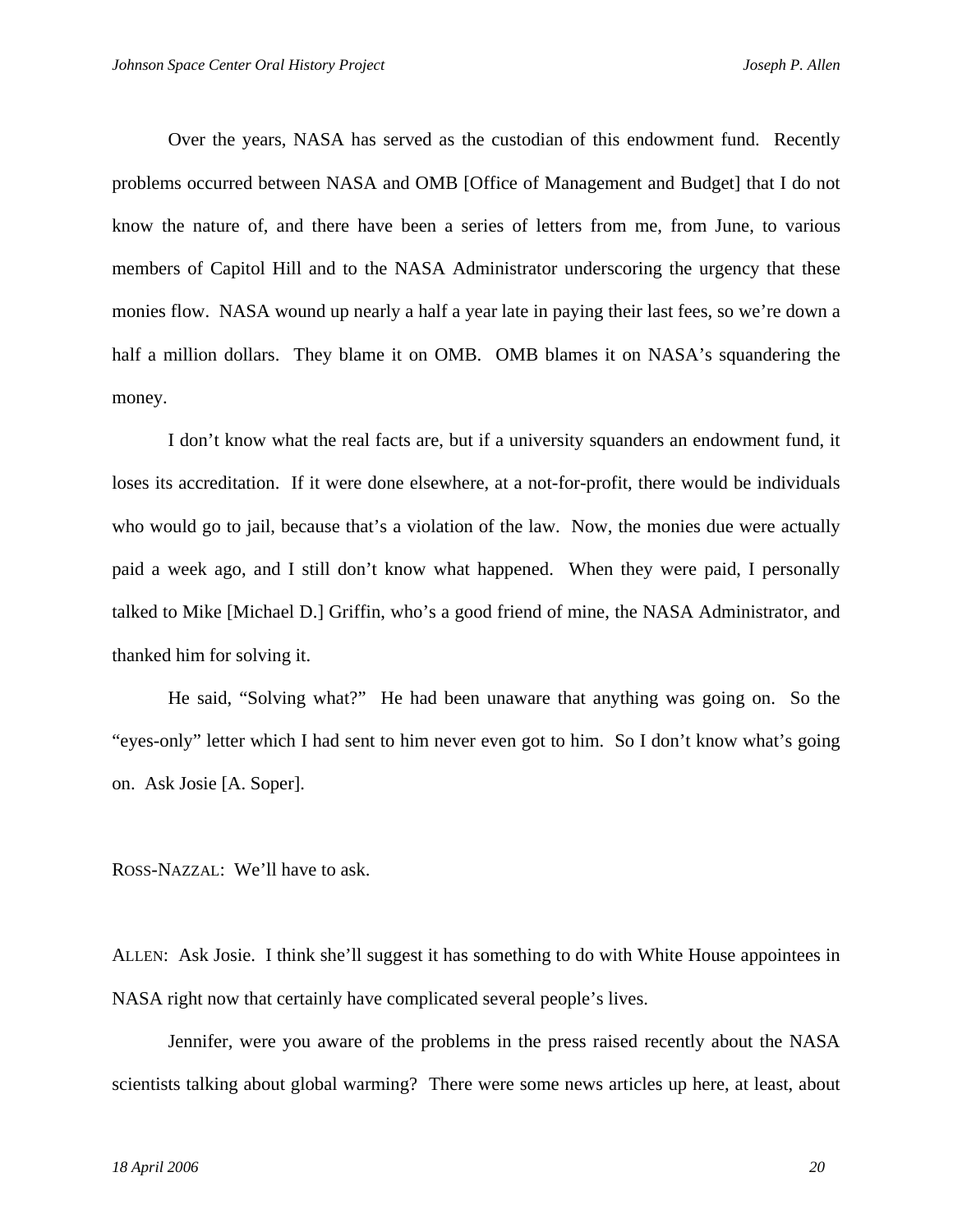Over the years, NASA has served as the custodian of this endowment fund. Recently problems occurred between NASA and OMB [Office of Management and Budget] that I do not know the nature of, and there have been a series of letters from me, from June, to various members of Capitol Hill and to the NASA Administrator underscoring the urgency that these monies flow. NASA wound up nearly a half a year late in paying their last fees, so we're down a half a million dollars. They blame it on OMB. OMB blames it on NASA's squandering the money.

I don't know what the real facts are, but if a university squanders an endowment fund, it loses its accreditation. If it were done elsewhere, at a not-for-profit, there would be individuals who would go to jail, because that's a violation of the law. Now, the monies due were actually paid a week ago, and I still don't know what happened. When they were paid, I personally talked to Mike [Michael D.] Griffin, who's a good friend of mine, the NASA Administrator, and thanked him for solving it.

He said, "Solving what?" He had been unaware that anything was going on. So the "eyes-only" letter which I had sent to him never even got to him. So I don't know what's going on. Ask Josie [A. Soper].

ROSS-NAZZAL: We'll have to ask.

ALLEN: Ask Josie. I think she'll suggest it has something to do with White House appointees in NASA right now that certainly have complicated several people's lives.

Jennifer, were you aware of the problems in the press raised recently about the NASA scientists talking about global warming? There were some news articles up here, at least, about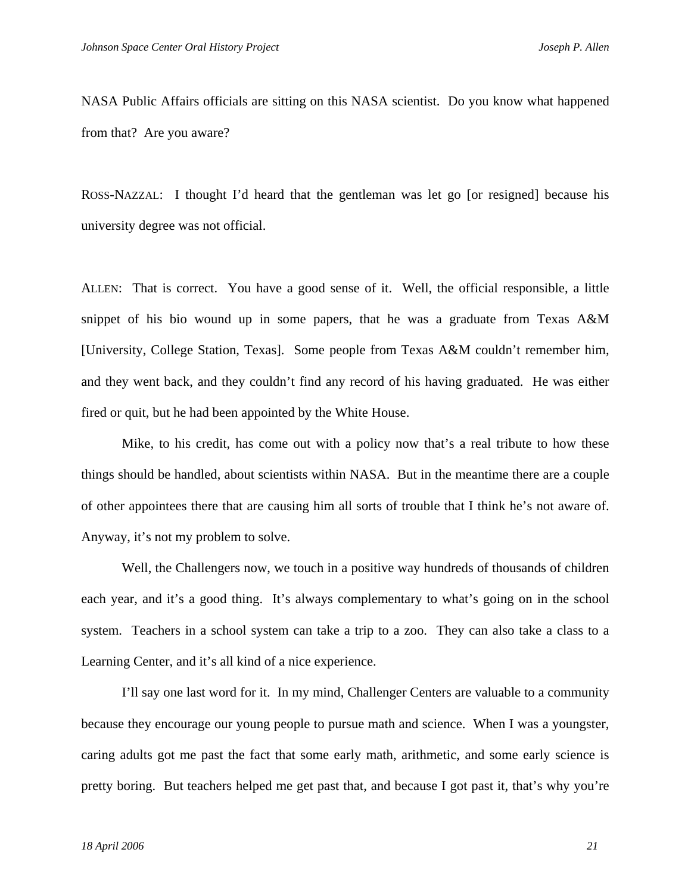NASA Public Affairs officials are sitting on this NASA scientist. Do you know what happened from that? Are you aware?

ROSS-NAZZAL: I thought I'd heard that the gentleman was let go [or resigned] because his university degree was not official.

ALLEN: That is correct. You have a good sense of it. Well, the official responsible, a little snippet of his bio wound up in some papers, that he was a graduate from Texas A&M [University, College Station, Texas]. Some people from Texas A&M couldn't remember him, and they went back, and they couldn't find any record of his having graduated. He was either fired or quit, but he had been appointed by the White House.

Mike, to his credit, has come out with a policy now that's a real tribute to how these things should be handled, about scientists within NASA. But in the meantime there are a couple of other appointees there that are causing him all sorts of trouble that I think he's not aware of. Anyway, it's not my problem to solve.

Well, the Challengers now, we touch in a positive way hundreds of thousands of children each year, and it's a good thing. It's always complementary to what's going on in the school system. Teachers in a school system can take a trip to a zoo. They can also take a class to a Learning Center, and it's all kind of a nice experience.

I'll say one last word for it. In my mind, Challenger Centers are valuable to a community because they encourage our young people to pursue math and science. When I was a youngster, caring adults got me past the fact that some early math, arithmetic, and some early science is pretty boring. But teachers helped me get past that, and because I got past it, that's why you're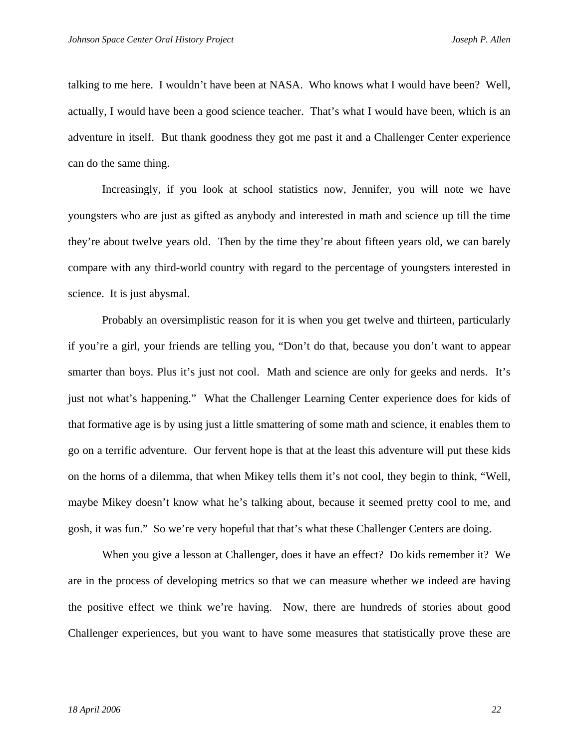talking to me here. I wouldn't have been at NASA. Who knows what I would have been? Well, actually, I would have been a good science teacher. That's what I would have been, which is an adventure in itself. But thank goodness they got me past it and a Challenger Center experience can do the same thing.

Increasingly, if you look at school statistics now, Jennifer, you will note we have youngsters who are just as gifted as anybody and interested in math and science up till the time they're about twelve years old. Then by the time they're about fifteen years old, we can barely compare with any third-world country with regard to the percentage of youngsters interested in science. It is just abysmal.

Probably an oversimplistic reason for it is when you get twelve and thirteen, particularly if you're a girl, your friends are telling you, "Don't do that, because you don't want to appear smarter than boys. Plus it's just not cool. Math and science are only for geeks and nerds. It's just not what's happening." What the Challenger Learning Center experience does for kids of that formative age is by using just a little smattering of some math and science, it enables them to go on a terrific adventure. Our fervent hope is that at the least this adventure will put these kids on the horns of a dilemma, that when Mikey tells them it's not cool, they begin to think, "Well, maybe Mikey doesn't know what he's talking about, because it seemed pretty cool to me, and gosh, it was fun." So we're very hopeful that that's what these Challenger Centers are doing.

When you give a lesson at Challenger, does it have an effect? Do kids remember it? We are in the process of developing metrics so that we can measure whether we indeed are having the positive effect we think we're having. Now, there are hundreds of stories about good Challenger experiences, but you want to have some measures that statistically prove these are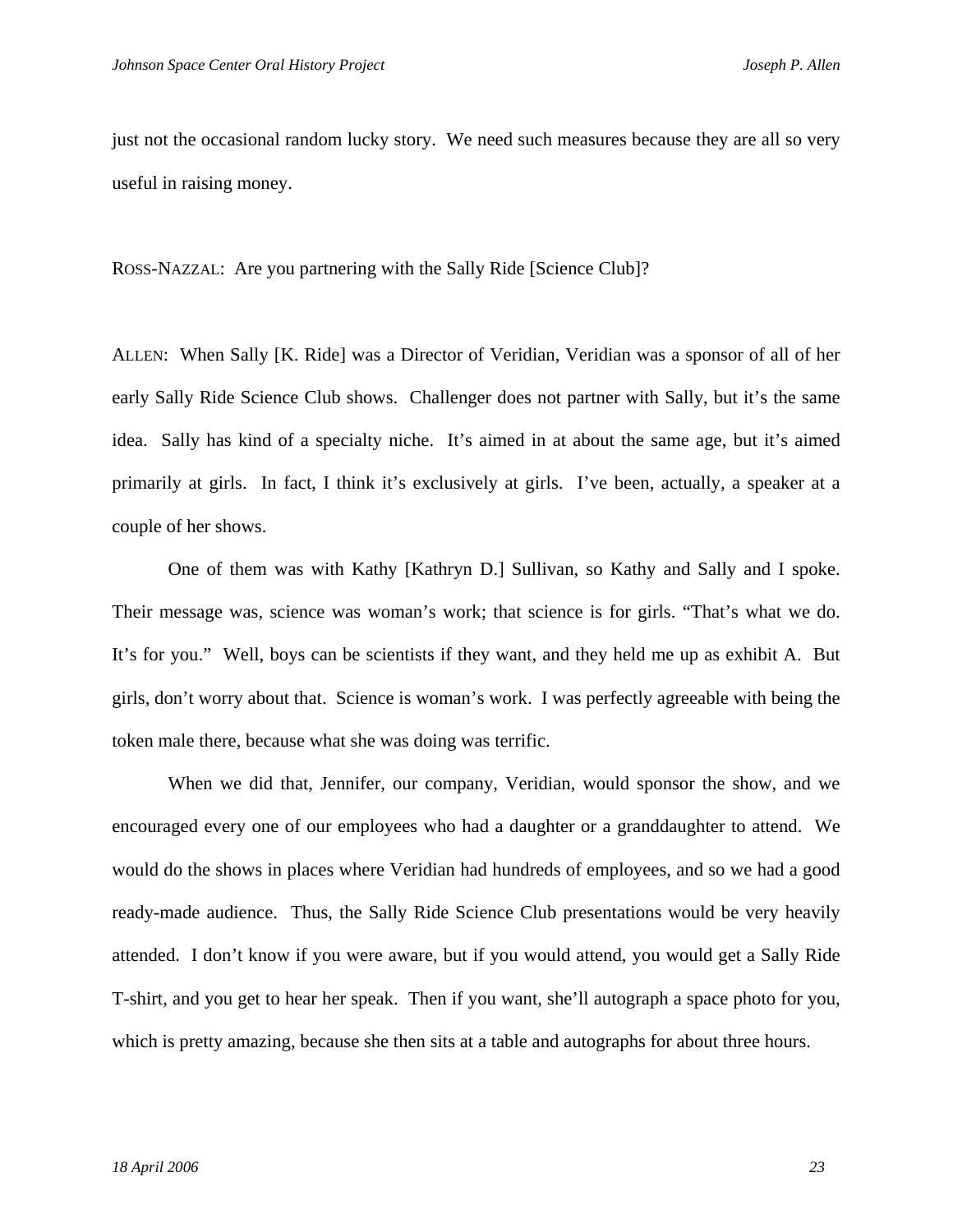just not the occasional random lucky story. We need such measures because they are all so very useful in raising money.

ROSS-NAZZAL: Are you partnering with the Sally Ride [Science Club]?

ALLEN: When Sally [K. Ride] was a Director of Veridian, Veridian was a sponsor of all of her early Sally Ride Science Club shows. Challenger does not partner with Sally, but it's the same idea. Sally has kind of a specialty niche. It's aimed in at about the same age, but it's aimed primarily at girls. In fact, I think it's exclusively at girls. I've been, actually, a speaker at a couple of her shows.

One of them was with Kathy [Kathryn D.] Sullivan, so Kathy and Sally and I spoke. Their message was, science was woman's work; that science is for girls. "That's what we do. It's for you." Well, boys can be scientists if they want, and they held me up as exhibit A. But girls, don't worry about that. Science is woman's work. I was perfectly agreeable with being the token male there, because what she was doing was terrific.

When we did that, Jennifer, our company, Veridian, would sponsor the show, and we encouraged every one of our employees who had a daughter or a granddaughter to attend. We would do the shows in places where Veridian had hundreds of employees, and so we had a good ready-made audience. Thus, the Sally Ride Science Club presentations would be very heavily attended. I don't know if you were aware, but if you would attend, you would get a Sally Ride T-shirt, and you get to hear her speak. Then if you want, she'll autograph a space photo for you, which is pretty amazing, because she then sits at a table and autographs for about three hours.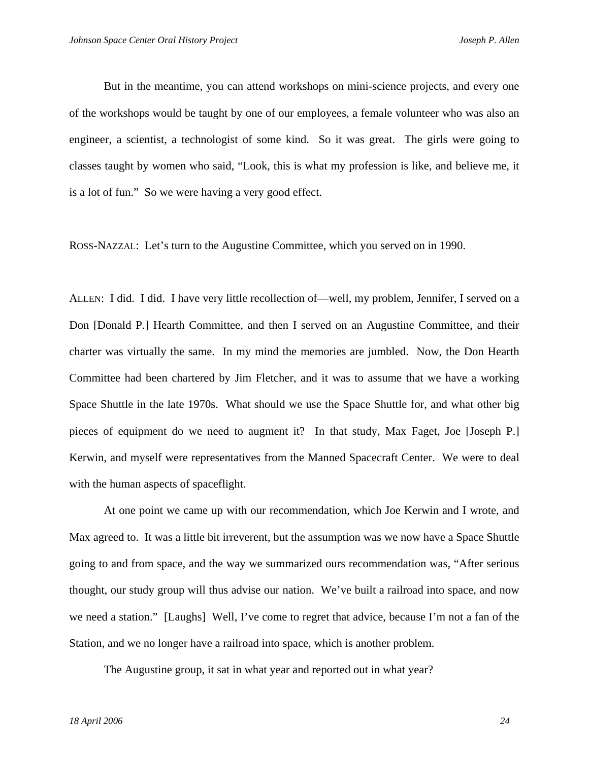But in the meantime, you can attend workshops on mini-science projects, and every one of the workshops would be taught by one of our employees, a female volunteer who was also an engineer, a scientist, a technologist of some kind. So it was great. The girls were going to classes taught by women who said, "Look, this is what my profession is like, and believe me, it is a lot of fun." So we were having a very good effect.

ROSS-NAZZAL: Let's turn to the Augustine Committee, which you served on in 1990.

ALLEN: I did. I did. I have very little recollection of—well, my problem, Jennifer, I served on a Don [Donald P.] Hearth Committee, and then I served on an Augustine Committee, and their charter was virtually the same. In my mind the memories are jumbled. Now, the Don Hearth Committee had been chartered by Jim Fletcher, and it was to assume that we have a working Space Shuttle in the late 1970s. What should we use the Space Shuttle for, and what other big pieces of equipment do we need to augment it? In that study, Max Faget, Joe [Joseph P.] Kerwin, and myself were representatives from the Manned Spacecraft Center. We were to deal with the human aspects of spaceflight.

At one point we came up with our recommendation, which Joe Kerwin and I wrote, and Max agreed to. It was a little bit irreverent, but the assumption was we now have a Space Shuttle going to and from space, and the way we summarized ours recommendation was, "After serious thought, our study group will thus advise our nation. We've built a railroad into space, and now we need a station." [Laughs] Well, I've come to regret that advice, because I'm not a fan of the Station, and we no longer have a railroad into space, which is another problem.

The Augustine group, it sat in what year and reported out in what year?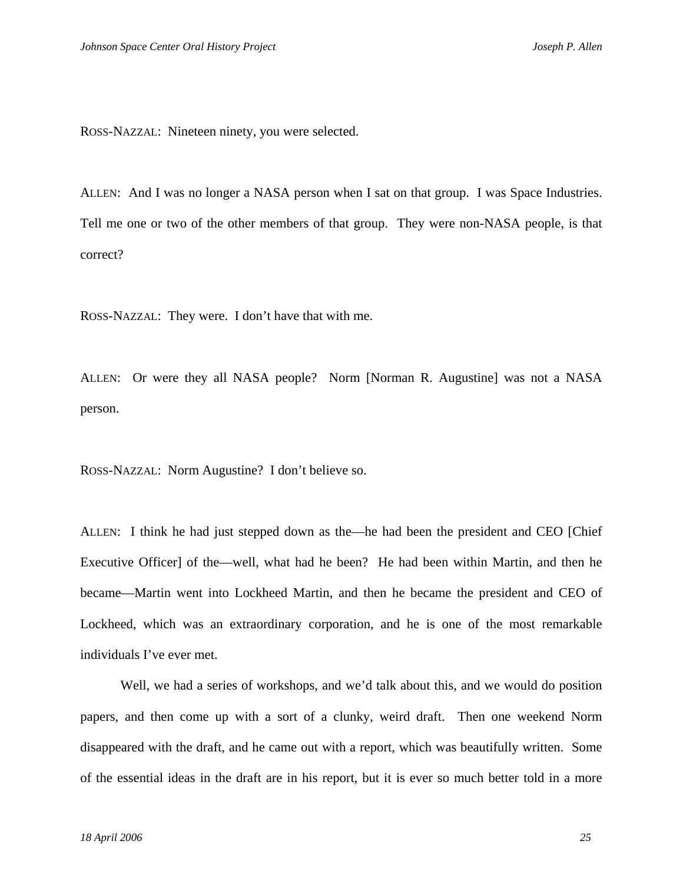ROSS-NAZZAL: Nineteen ninety, you were selected.

ALLEN: And I was no longer a NASA person when I sat on that group. I was Space Industries. Tell me one or two of the other members of that group. They were non-NASA people, is that correct?

ROSS-NAZZAL: They were. I don't have that with me.

ALLEN: Or were they all NASA people? Norm [Norman R. Augustine] was not a NASA person.

ROSS-NAZZAL: Norm Augustine? I don't believe so.

ALLEN: I think he had just stepped down as the—he had been the president and CEO [Chief Executive Officer] of the—well, what had he been? He had been within Martin, and then he became—Martin went into Lockheed Martin, and then he became the president and CEO of Lockheed, which was an extraordinary corporation, and he is one of the most remarkable individuals I've ever met.

Well, we had a series of workshops, and we'd talk about this, and we would do position papers, and then come up with a sort of a clunky, weird draft. Then one weekend Norm disappeared with the draft, and he came out with a report, which was beautifully written. Some of the essential ideas in the draft are in his report, but it is ever so much better told in a more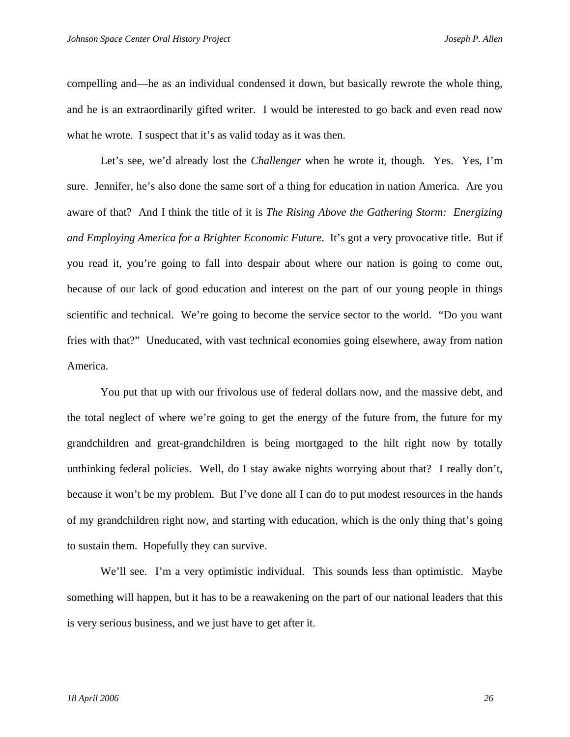compelling and—he as an individual condensed it down, but basically rewrote the whole thing, and he is an extraordinarily gifted writer. I would be interested to go back and even read now what he wrote. I suspect that it's as valid today as it was then.

Let's see, we'd already lost the *Challenger* when he wrote it, though. Yes. Yes, I'm sure. Jennifer, he's also done the same sort of a thing for education in nation America. Are you aware of that? And I think the title of it is *The Rising Above the Gathering Storm: Energizing and Employing America for a Brighter Economic Future*. It's got a very provocative title. But if you read it, you're going to fall into despair about where our nation is going to come out, because of our lack of good education and interest on the part of our young people in things scientific and technical. We're going to become the service sector to the world. "Do you want fries with that?" Uneducated, with vast technical economies going elsewhere, away from nation America.

You put that up with our frivolous use of federal dollars now, and the massive debt, and the total neglect of where we're going to get the energy of the future from, the future for my grandchildren and great-grandchildren is being mortgaged to the hilt right now by totally unthinking federal policies. Well, do I stay awake nights worrying about that? I really don't, because it won't be my problem. But I've done all I can do to put modest resources in the hands of my grandchildren right now, and starting with education, which is the only thing that's going to sustain them. Hopefully they can survive.

We'll see. I'm a very optimistic individual. This sounds less than optimistic. Maybe something will happen, but it has to be a reawakening on the part of our national leaders that this is very serious business, and we just have to get after it.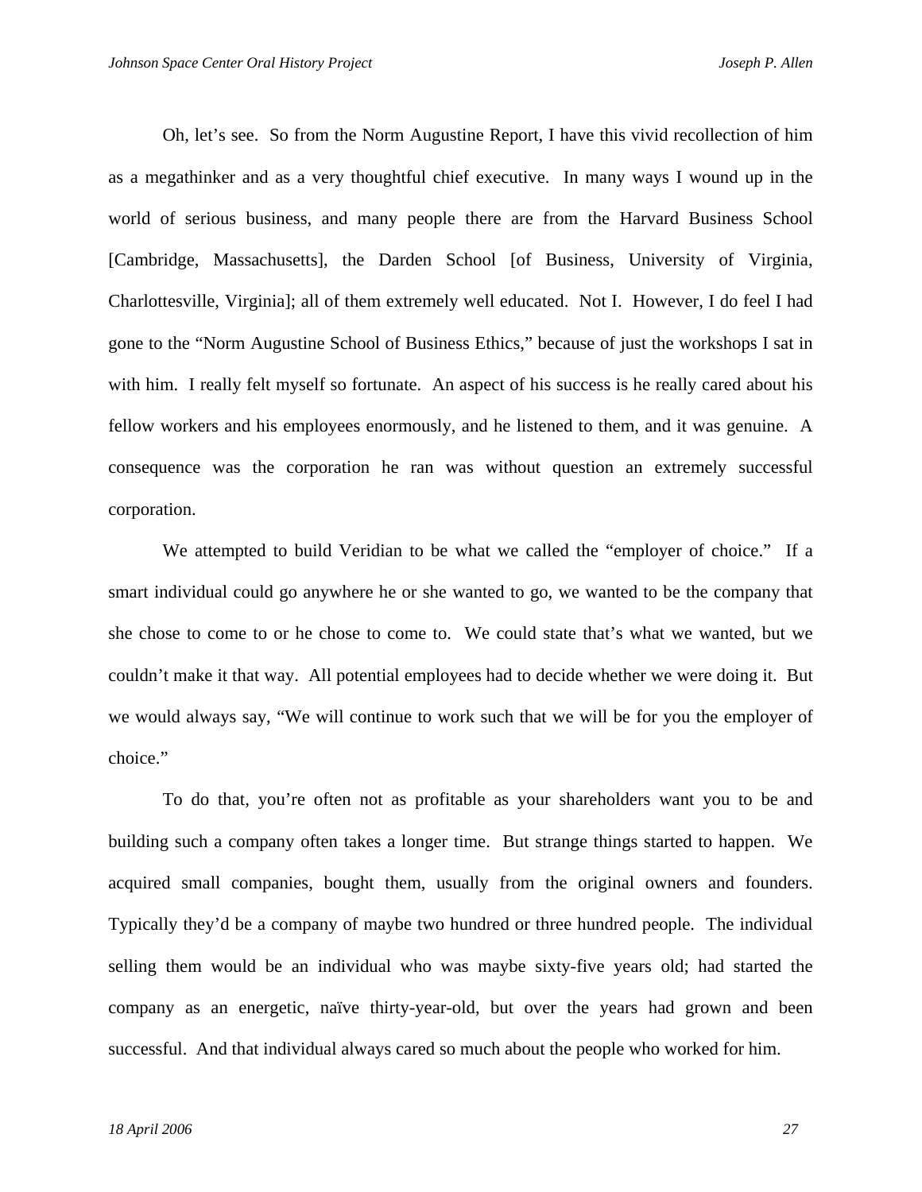Oh, let's see. So from the Norm Augustine Report, I have this vivid recollection of him as a megathinker and as a very thoughtful chief executive. In many ways I wound up in the world of serious business, and many people there are from the Harvard Business School [Cambridge, Massachusetts], the Darden School [of Business, University of Virginia, Charlottesville, Virginia]; all of them extremely well educated. Not I. However, I do feel I had gone to the "Norm Augustine School of Business Ethics," because of just the workshops I sat in with him. I really felt myself so fortunate. An aspect of his success is he really cared about his fellow workers and his employees enormously, and he listened to them, and it was genuine. A consequence was the corporation he ran was without question an extremely successful corporation.

We attempted to build Veridian to be what we called the "employer of choice." If a smart individual could go anywhere he or she wanted to go, we wanted to be the company that she chose to come to or he chose to come to. We could state that's what we wanted, but we couldn't make it that way. All potential employees had to decide whether we were doing it. But we would always say, "We will continue to work such that we will be for you the employer of choice."

To do that, you're often not as profitable as your shareholders want you to be and building such a company often takes a longer time. But strange things started to happen. We acquired small companies, bought them, usually from the original owners and founders. Typically they'd be a company of maybe two hundred or three hundred people. The individual selling them would be an individual who was maybe sixty-five years old; had started the company as an energetic, naïve thirty-year-old, but over the years had grown and been successful. And that individual always cared so much about the people who worked for him.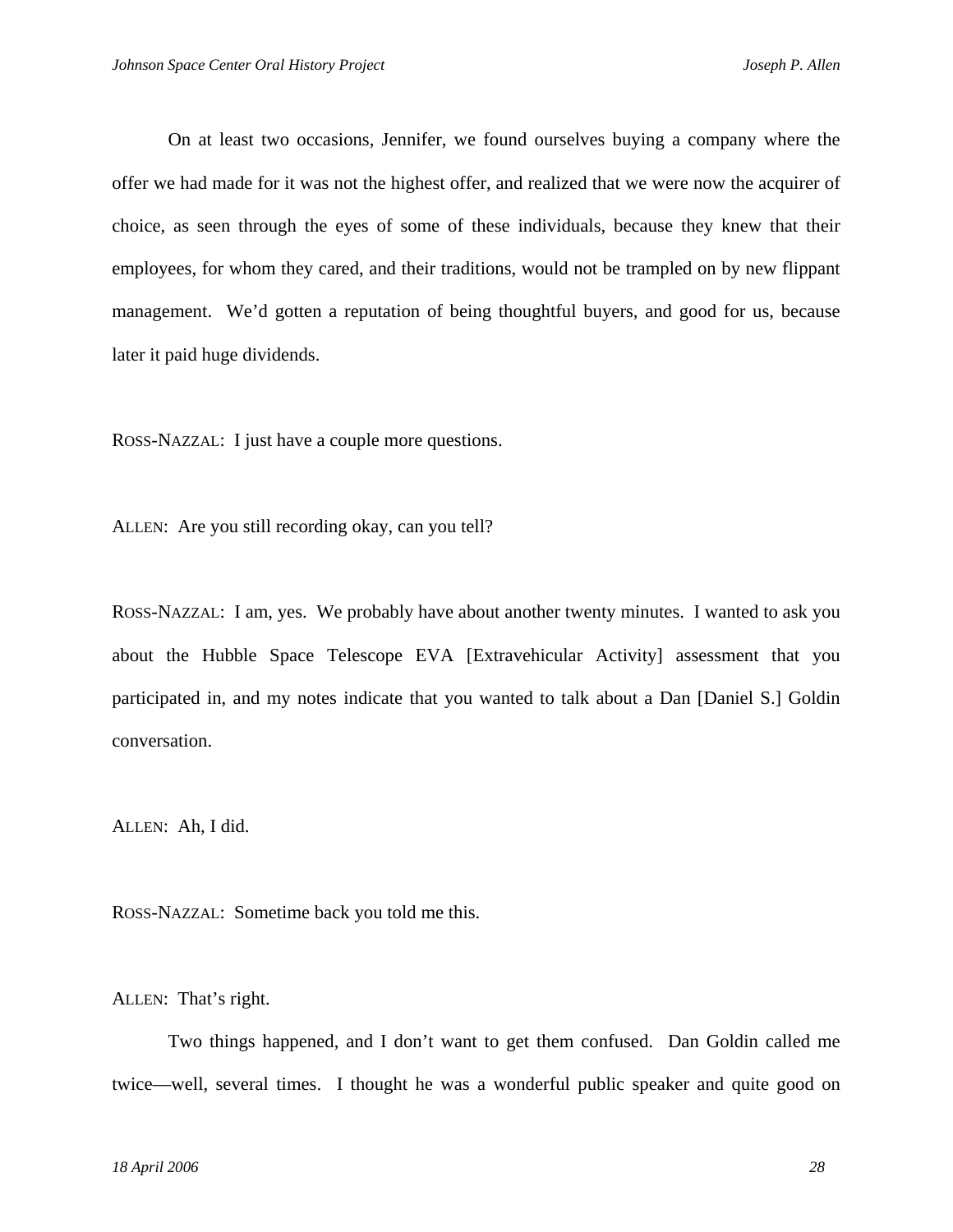On at least two occasions, Jennifer, we found ourselves buying a company where the offer we had made for it was not the highest offer, and realized that we were now the acquirer of choice, as seen through the eyes of some of these individuals, because they knew that their employees, for whom they cared, and their traditions, would not be trampled on by new flippant management. We'd gotten a reputation of being thoughtful buyers, and good for us, because later it paid huge dividends.

ROSS-NAZZAL: I just have a couple more questions.

ALLEN: Are you still recording okay, can you tell?

ROSS-NAZZAL: I am, yes. We probably have about another twenty minutes. I wanted to ask you about the Hubble Space Telescope EVA [Extravehicular Activity] assessment that you participated in, and my notes indicate that you wanted to talk about a Dan [Daniel S.] Goldin conversation.

ALLEN: Ah, I did.

ROSS-NAZZAL: Sometime back you told me this.

ALLEN: That's right.

Two things happened, and I don't want to get them confused. Dan Goldin called me twice—well, several times. I thought he was a wonderful public speaker and quite good on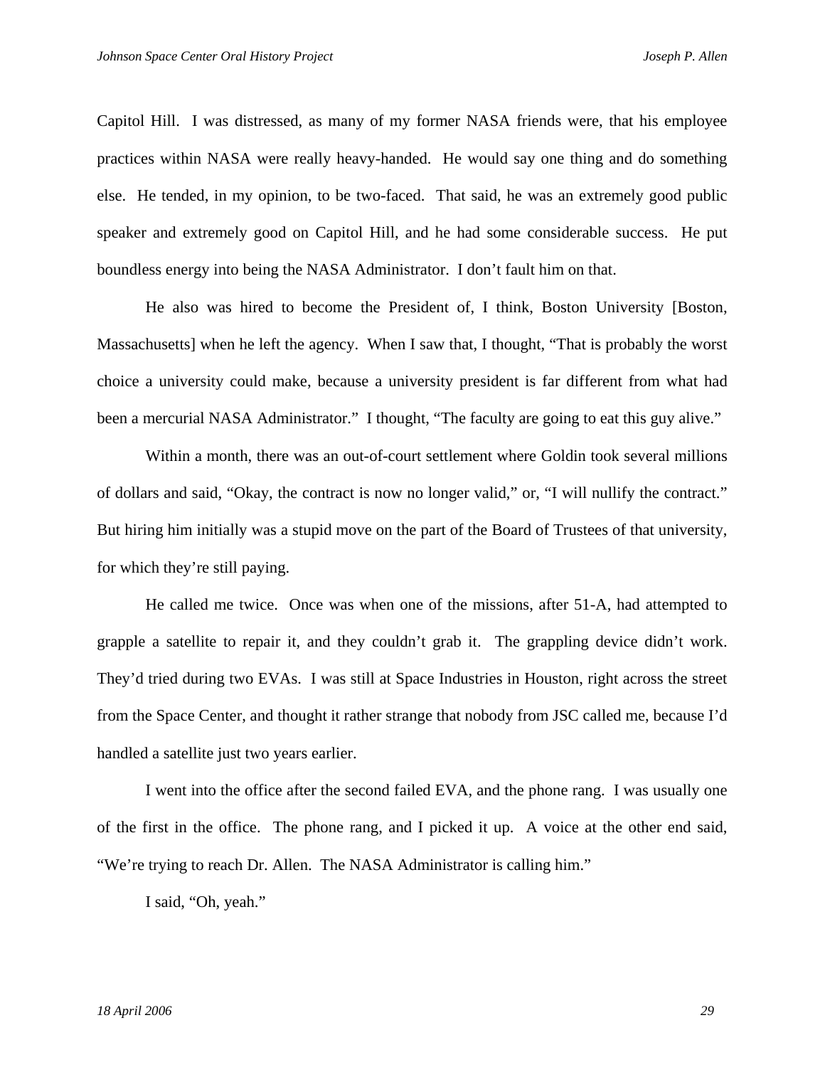Capitol Hill. I was distressed, as many of my former NASA friends were, that his employee practices within NASA were really heavy-handed. He would say one thing and do something else. He tended, in my opinion, to be two-faced. That said, he was an extremely good public speaker and extremely good on Capitol Hill, and he had some considerable success. He put boundless energy into being the NASA Administrator. I don't fault him on that.

He also was hired to become the President of, I think, Boston University [Boston, Massachusetts] when he left the agency. When I saw that, I thought, "That is probably the worst choice a university could make, because a university president is far different from what had been a mercurial NASA Administrator." I thought, "The faculty are going to eat this guy alive."

Within a month, there was an out-of-court settlement where Goldin took several millions of dollars and said, "Okay, the contract is now no longer valid," or, "I will nullify the contract." But hiring him initially was a stupid move on the part of the Board of Trustees of that university, for which they're still paying.

He called me twice. Once was when one of the missions, after 51-A, had attempted to grapple a satellite to repair it, and they couldn't grab it. The grappling device didn't work. They'd tried during two EVAs. I was still at Space Industries in Houston, right across the street from the Space Center, and thought it rather strange that nobody from JSC called me, because I'd handled a satellite just two years earlier.

I went into the office after the second failed EVA, and the phone rang. I was usually one of the first in the office. The phone rang, and I picked it up. A voice at the other end said, "We're trying to reach Dr. Allen. The NASA Administrator is calling him."

I said, "Oh, yeah."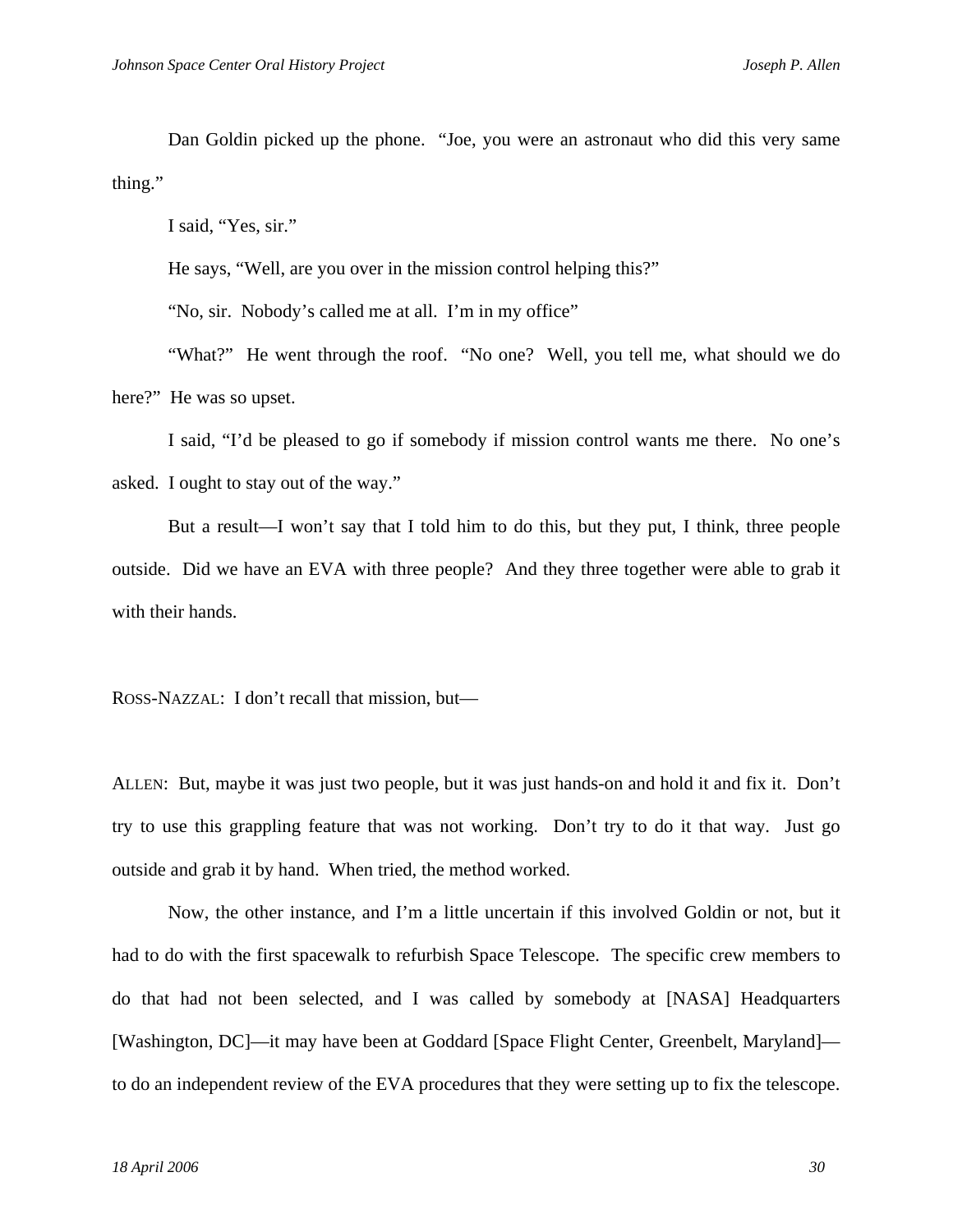Dan Goldin picked up the phone. "Joe, you were an astronaut who did this very same thing."

I said, "Yes, sir."

He says, "Well, are you over in the mission control helping this?"

"No, sir. Nobody's called me at all. I'm in my office"

"What?" He went through the roof. "No one? Well, you tell me, what should we do here?" He was so upset.

I said, "I'd be pleased to go if somebody if mission control wants me there. No one's asked. I ought to stay out of the way."

But a result—I won't say that I told him to do this, but they put, I think, three people outside. Did we have an EVA with three people? And they three together were able to grab it with their hands.

ROSS-NAZZAL: I don't recall that mission, but—

ALLEN: But, maybe it was just two people, but it was just hands-on and hold it and fix it. Don't try to use this grappling feature that was not working. Don't try to do it that way. Just go outside and grab it by hand. When tried, the method worked.

Now, the other instance, and I'm a little uncertain if this involved Goldin or not, but it had to do with the first spacewalk to refurbish Space Telescope. The specific crew members to do that had not been selected, and I was called by somebody at [NASA] Headquarters [Washington, DC]—it may have been at Goddard [Space Flight Center, Greenbelt, Maryland]—to do an independent review of the EVA procedures that they were setting up to fix the telescope.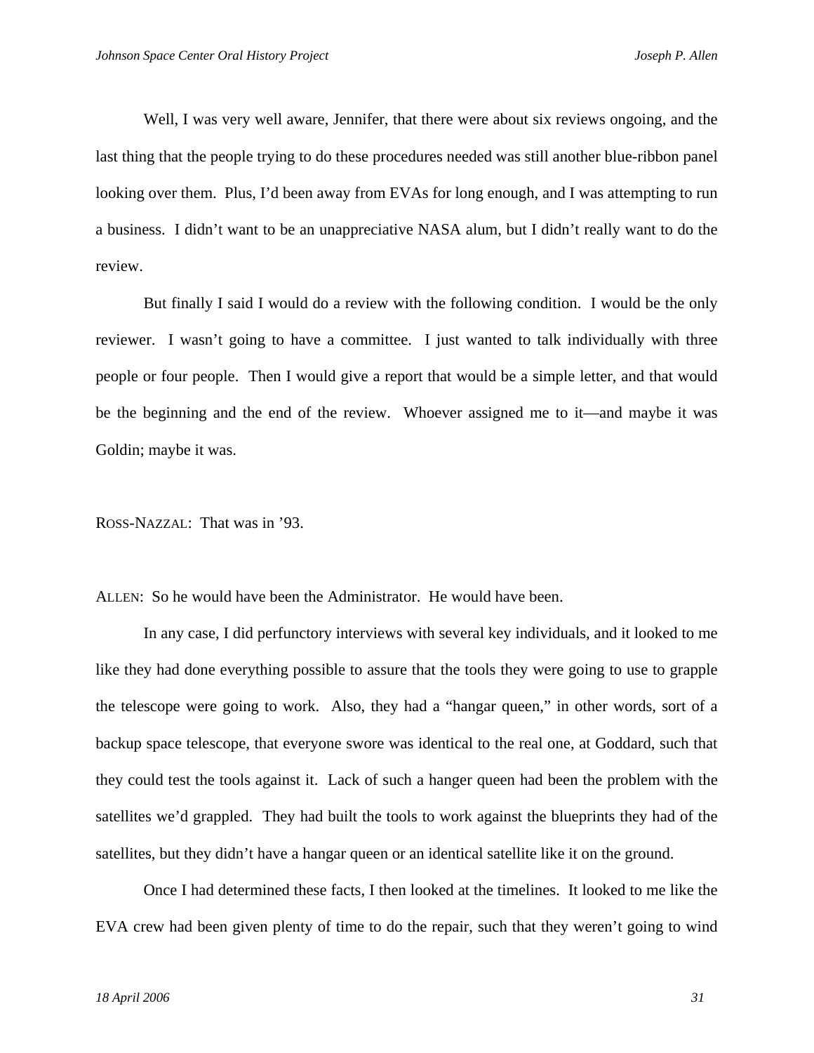Well, I was very well aware, Jennifer, that there were about six reviews ongoing, and the last thing that the people trying to do these procedures needed was still another blue-ribbon panel looking over them. Plus, I'd been away from EVAs for long enough, and I was attempting to run a business. I didn't want to be an unappreciative NASA alum, but I didn't really want to do the review.

But finally I said I would do a review with the following condition. I would be the only reviewer. I wasn't going to have a committee. I just wanted to talk individually with three people or four people. Then I would give a report that would be a simple letter, and that would be the beginning and the end of the review. Whoever assigned me to it—and maybe it was Goldin; maybe it was.

ROSS-NAZZAL: That was in '93.

ALLEN: So he would have been the Administrator. He would have been.

In any case, I did perfunctory interviews with several key individuals, and it looked to me like they had done everything possible to assure that the tools they were going to use to grapple the telescope were going to work. Also, they had a "hangar queen," in other words, sort of a backup space telescope, that everyone swore was identical to the real one, at Goddard, such that they could test the tools against it. Lack of such a hanger queen had been the problem with the satellites we'd grappled. They had built the tools to work against the blueprints they had of the satellites, but they didn't have a hangar queen or an identical satellite like it on the ground.

Once I had determined these facts, I then looked at the timelines. It looked to me like the EVA crew had been given plenty of time to do the repair, such that they weren't going to wind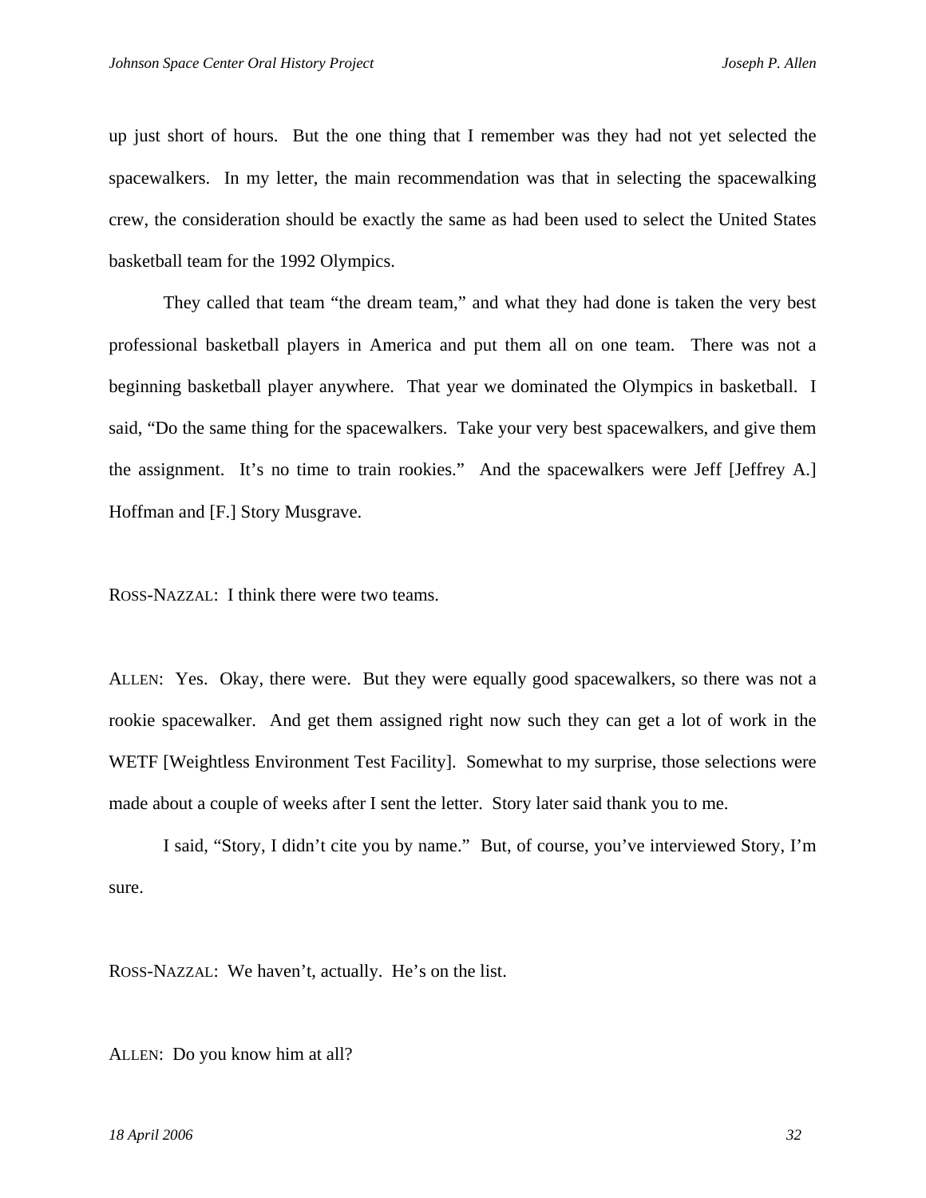up just short of hours. But the one thing that I remember was they had not yet selected the spacewalkers. In my letter, the main recommendation was that in selecting the spacewalking crew, the consideration should be exactly the same as had been used to select the United States basketball team for the 1992 Olympics.

They called that team "the dream team," and what they had done is taken the very best professional basketball players in America and put them all on one team. There was not a beginning basketball player anywhere. That year we dominated the Olympics in basketball. I said, "Do the same thing for the spacewalkers. Take your very best spacewalkers, and give them the assignment. It's no time to train rookies." And the spacewalkers were Jeff [Jeffrey A.] Hoffman and [F.] Story Musgrave.

ROSS-NAZZAL: I think there were two teams.

ALLEN: Yes. Okay, there were. But they were equally good spacewalkers, so there was not a rookie spacewalker. And get them assigned right now such they can get a lot of work in the WETF [Weightless Environment Test Facility]. Somewhat to my surprise, those selections were made about a couple of weeks after I sent the letter. Story later said thank you to me.

I said, "Story, I didn't cite you by name." But, of course, you've interviewed Story, I'm sure.

ROSS-NAZZAL: We haven't, actually. He's on the list.

ALLEN: Do you know him at all?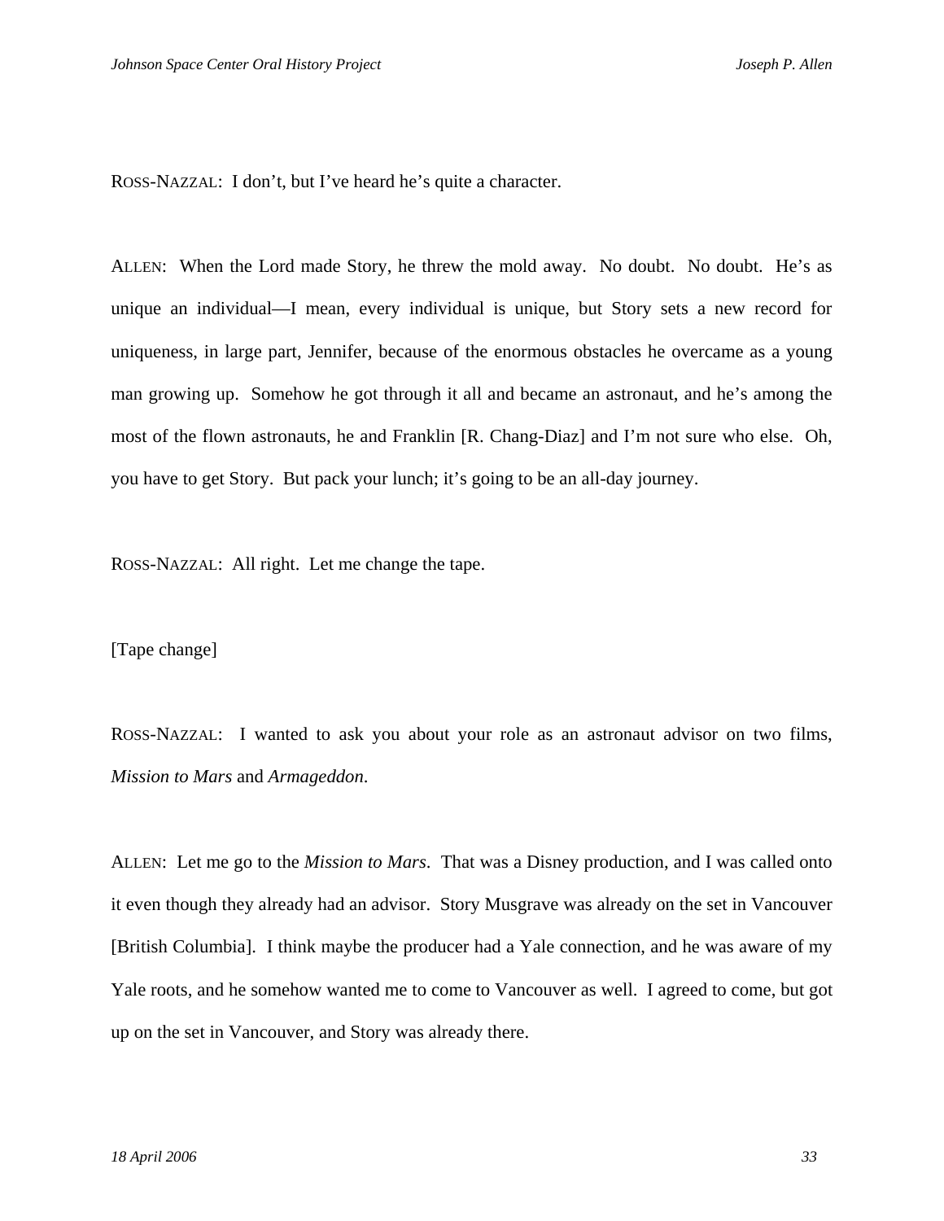ROSS-NAZZAL: I don't, but I've heard he's quite a character.

ALLEN: When the Lord made Story, he threw the mold away. No doubt. No doubt. He's as unique an individual—I mean, every individual is unique, but Story sets a new record for uniqueness, in large part, Jennifer, because of the enormous obstacles he overcame as a young man growing up. Somehow he got through it all and became an astronaut, and he's among the most of the flown astronauts, he and Franklin [R. Chang-Diaz] and I'm not sure who else. Oh, you have to get Story. But pack your lunch; it's going to be an all-day journey.

ROSS-NAZZAL: All right. Let me change the tape.

[Tape change]

ROSS-NAZZAL: I wanted to ask you about your role as an astronaut advisor on two films, *Mission to Mars* and *Armageddon*.

ALLEN: Let me go to the *Mission to Mars*. That was a Disney production, and I was called onto it even though they already had an advisor. Story Musgrave was already on the set in Vancouver [British Columbia]. I think maybe the producer had a Yale connection, and he was aware of my Yale roots, and he somehow wanted me to come to Vancouver as well. I agreed to come, but got up on the set in Vancouver, and Story was already there.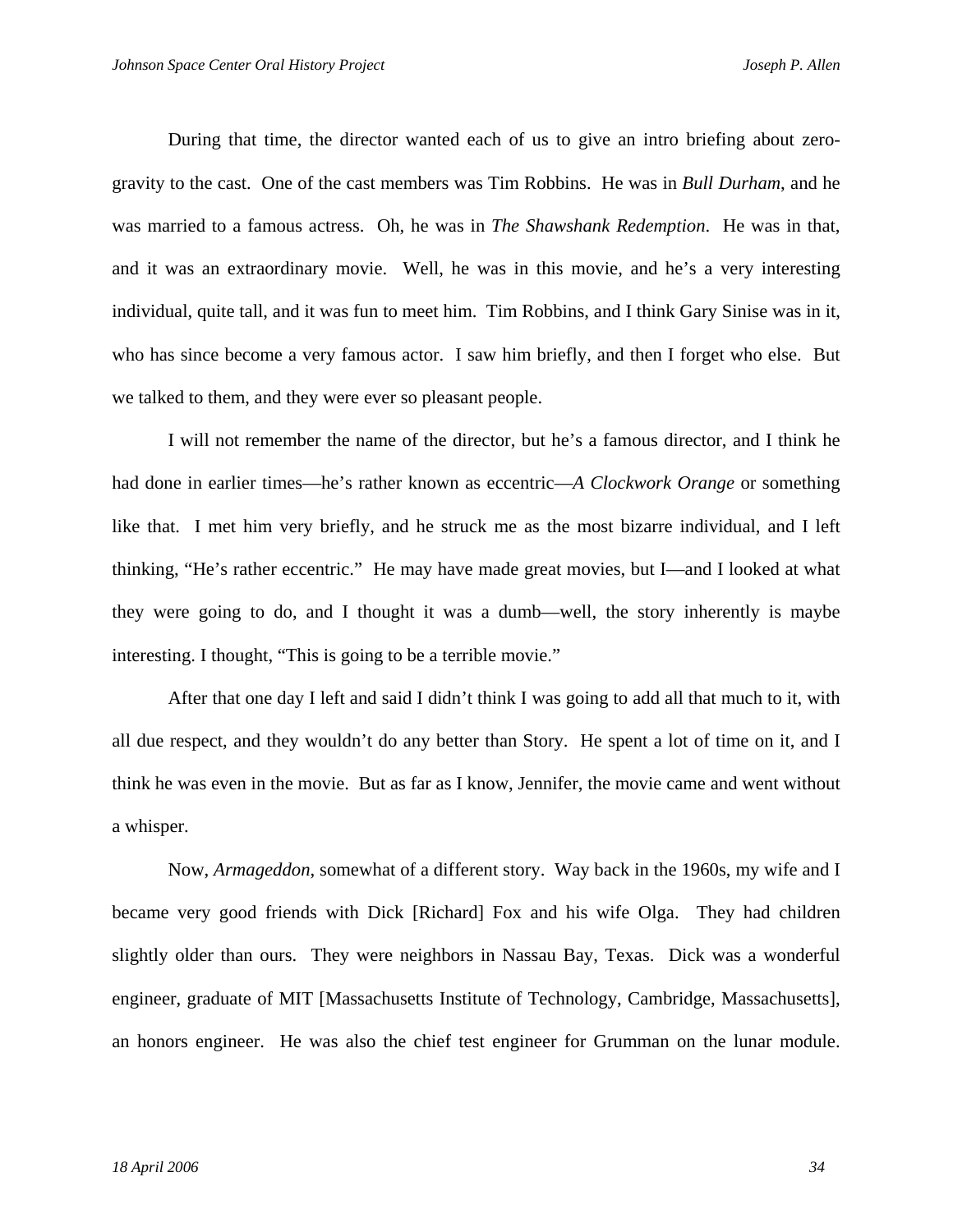During that time, the director wanted each of us to give an intro briefing about zero-gravity to the cast. One of the cast members was Tim Robbins. He was in *Bull Durham*, and he was married to a famous actress. Oh, he was in *The Shawshank Redemption*. He was in that, and it was an extraordinary movie. Well, he was in this movie, and he's a very interesting individual, quite tall, and it was fun to meet him. Tim Robbins, and I think Gary Sinise was in it, who has since become a very famous actor. I saw him briefly, and then I forget who else. But we talked to them, and they were ever so pleasant people.

I will not remember the name of the director, but he's a famous director, and I think he had done in earlier times—he's rather known as eccentric—*A Clockwork Orange* or something like that. I met him very briefly, and he struck me as the most bizarre individual, and I left thinking, "He's rather eccentric." He may have made great movies, but I—and I looked at what they were going to do, and I thought it was a dumb—well, the story inherently is maybe interesting. I thought, "This is going to be a terrible movie."

After that one day I left and said I didn't think I was going to add all that much to it, with all due respect, and they wouldn't do any better than Story. He spent a lot of time on it, and I think he was even in the movie. But as far as I know, Jennifer, the movie came and went without a whisper.

Now, *Armageddon*, somewhat of a different story. Way back in the 1960s, my wife and I became very good friends with Dick [Richard] Fox and his wife Olga. They had children slightly older than ours. They were neighbors in Nassau Bay, Texas. Dick was a wonderful engineer, graduate of MIT [Massachusetts Institute of Technology, Cambridge, Massachusetts], an honors engineer. He was also the chief test engineer for Grumman on the lunar module.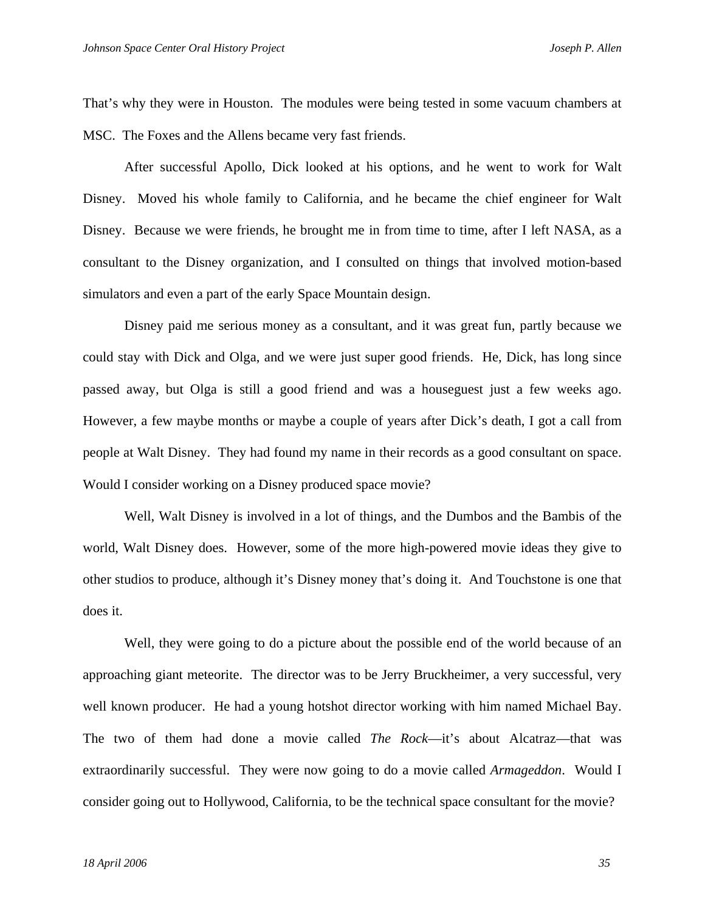That's why they were in Houston. The modules were being tested in some vacuum chambers at MSC. The Foxes and the Allens became very fast friends.

After successful Apollo, Dick looked at his options, and he went to work for Walt Disney. Moved his whole family to California, and he became the chief engineer for Walt Disney. Because we were friends, he brought me in from time to time, after I left NASA, as a consultant to the Disney organization, and I consulted on things that involved motion-based simulators and even a part of the early Space Mountain design.

Disney paid me serious money as a consultant, and it was great fun, partly because we could stay with Dick and Olga, and we were just super good friends. He, Dick, has long since passed away, but Olga is still a good friend and was a houseguest just a few weeks ago. However, a few maybe months or maybe a couple of years after Dick's death, I got a call from people at Walt Disney. They had found my name in their records as a good consultant on space. Would I consider working on a Disney produced space movie?

Well, Walt Disney is involved in a lot of things, and the Dumbos and the Bambis of the world, Walt Disney does. However, some of the more high-powered movie ideas they give to other studios to produce, although it's Disney money that's doing it. And Touchstone is one that does it.

Well, they were going to do a picture about the possible end of the world because of an approaching giant meteorite. The director was to be Jerry Bruckheimer, a very successful, very well known producer. He had a young hotshot director working with him named Michael Bay. The two of them had done a movie called *The Rock*—it's about Alcatraz—that was extraordinarily successful. They were now going to do a movie called *Armageddon*. Would I consider going out to Hollywood, California, to be the technical space consultant for the movie?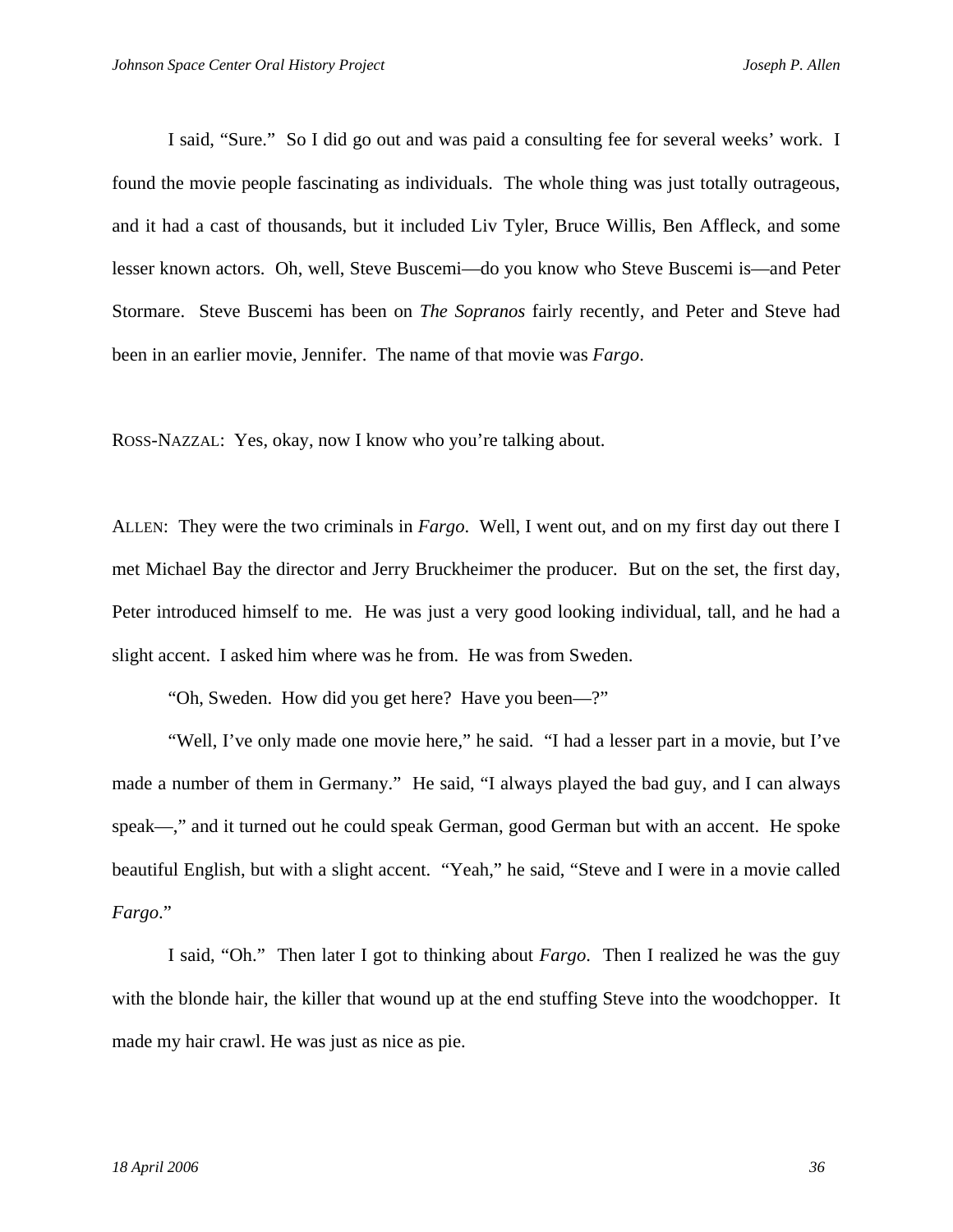I said, "Sure." So I did go out and was paid a consulting fee for several weeks' work. I found the movie people fascinating as individuals. The whole thing was just totally outrageous, and it had a cast of thousands, but it included Liv Tyler, Bruce Willis, Ben Affleck, and some lesser known actors. Oh, well, Steve Buscemi—do you know who Steve Buscemi is—and Peter Stormare. Steve Buscemi has been on *The Sopranos* fairly recently, and Peter and Steve had been in an earlier movie, Jennifer. The name of that movie was *Fargo*.

ROSS-NAZZAL: Yes, okay, now I know who you're talking about.

ALLEN: They were the two criminals in *Fargo*. Well, I went out, and on my first day out there I met Michael Bay the director and Jerry Bruckheimer the producer. But on the set, the first day, Peter introduced himself to me. He was just a very good looking individual, tall, and he had a slight accent. I asked him where was he from. He was from Sweden.

"Oh, Sweden. How did you get here? Have you been—?"

"Well, I've only made one movie here," he said. "I had a lesser part in a movie, but I've made a number of them in Germany." He said, "I always played the bad guy, and I can always speak—," and it turned out he could speak German, good German but with an accent. He spoke beautiful English, but with a slight accent. "Yeah," he said, "Steve and I were in a movie called *Fargo*."

I said, "Oh." Then later I got to thinking about *Fargo*. Then I realized he was the guy with the blonde hair, the killer that wound up at the end stuffing Steve into the woodchopper. It made my hair crawl. He was just as nice as pie.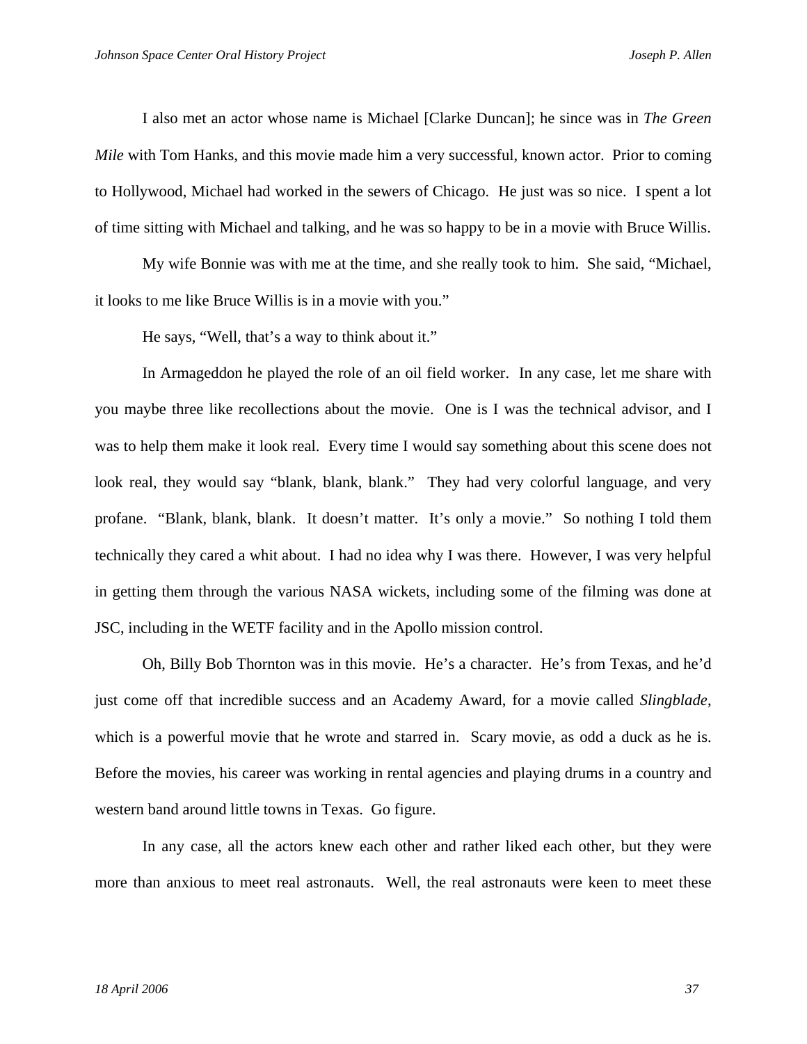I also met an actor whose name is Michael [Clarke Duncan]; he since was in *The Green Mile* with Tom Hanks, and this movie made him a very successful, known actor. Prior to coming to Hollywood, Michael had worked in the sewers of Chicago. He just was so nice. I spent a lot of time sitting with Michael and talking, and he was so happy to be in a movie with Bruce Willis.

My wife Bonnie was with me at the time, and she really took to him. She said, "Michael, it looks to me like Bruce Willis is in a movie with you."

He says, "Well, that's a way to think about it."

In Armageddon he played the role of an oil field worker. In any case, let me share with you maybe three like recollections about the movie. One is I was the technical advisor, and I was to help them make it look real. Every time I would say something about this scene does not look real, they would say "blank, blank, blank." They had very colorful language, and very profane. "Blank, blank, blank. It doesn't matter. It's only a movie." So nothing I told them technically they cared a whit about. I had no idea why I was there. However, I was very helpful in getting them through the various NASA wickets, including some of the filming was done at JSC, including in the WETF facility and in the Apollo mission control.

Oh, Billy Bob Thornton was in this movie. He's a character. He's from Texas, and he'd just come off that incredible success and an Academy Award, for a movie called *Slingblade*, which is a powerful movie that he wrote and starred in. Scary movie, as odd a duck as he is. Before the movies, his career was working in rental agencies and playing drums in a country and western band around little towns in Texas. Go figure.

In any case, all the actors knew each other and rather liked each other, but they were more than anxious to meet real astronauts. Well, the real astronauts were keen to meet these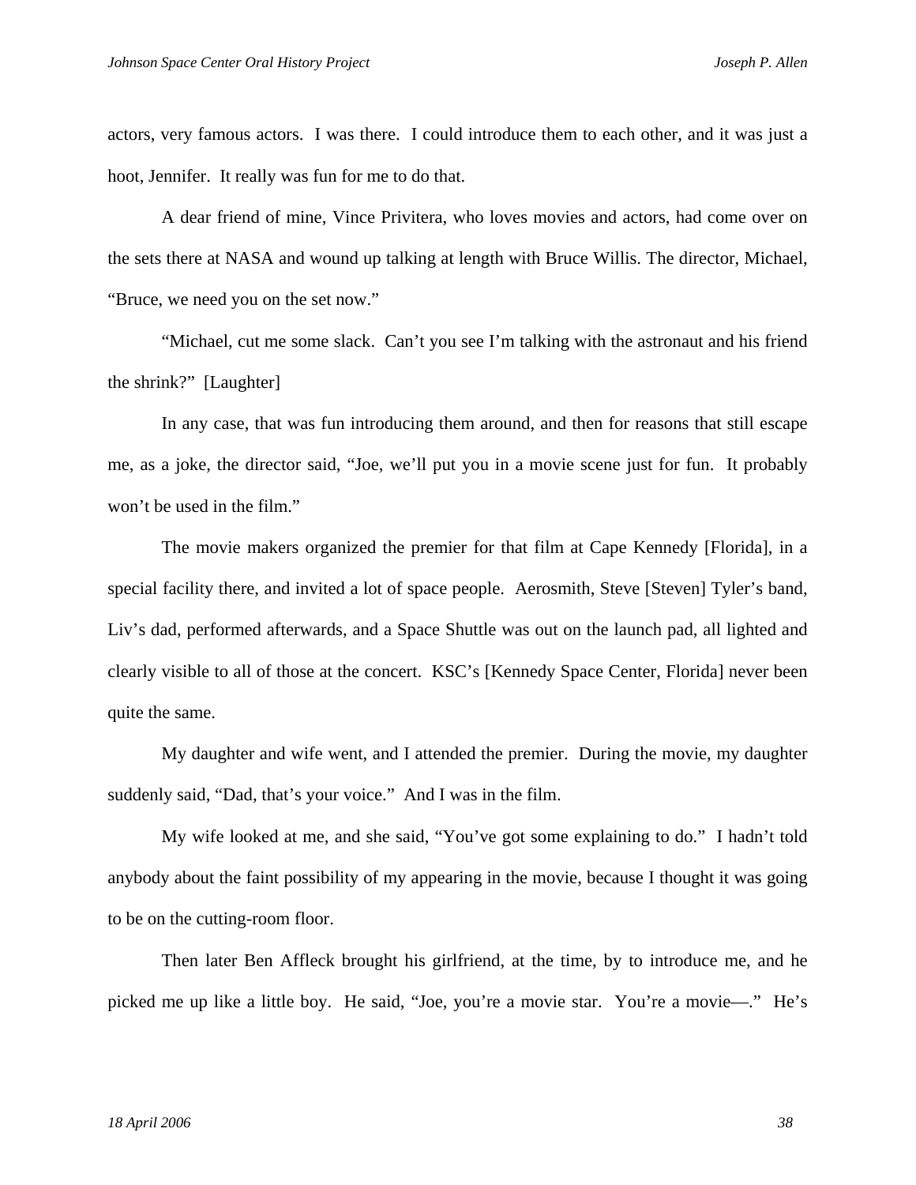actors, very famous actors. I was there. I could introduce them to each other, and it was just a hoot, Jennifer. It really was fun for me to do that.

A dear friend of mine, Vince Privitera, who loves movies and actors, had come over on the sets there at NASA and wound up talking at length with Bruce Willis. The director, Michael, "Bruce, we need you on the set now."

"Michael, cut me some slack. Can't you see I'm talking with the astronaut and his friend the shrink?" [Laughter]

In any case, that was fun introducing them around, and then for reasons that still escape me, as a joke, the director said, "Joe, we'll put you in a movie scene just for fun. It probably won't be used in the film."

The movie makers organized the premier for that film at Cape Kennedy [Florida], in a special facility there, and invited a lot of space people. Aerosmith, Steve [Steven] Tyler's band, Liv's dad, performed afterwards, and a Space Shuttle was out on the launch pad, all lighted and clearly visible to all of those at the concert. KSC's [Kennedy Space Center, Florida] never been quite the same.

My daughter and wife went, and I attended the premier. During the movie, my daughter suddenly said, "Dad, that's your voice." And I was in the film.

My wife looked at me, and she said, "You've got some explaining to do." I hadn't told anybody about the faint possibility of my appearing in the movie, because I thought it was going to be on the cutting-room floor.

Then later Ben Affleck brought his girlfriend, at the time, by to introduce me, and he picked me up like a little boy. He said, "Joe, you're a movie star. You're a movie—." He's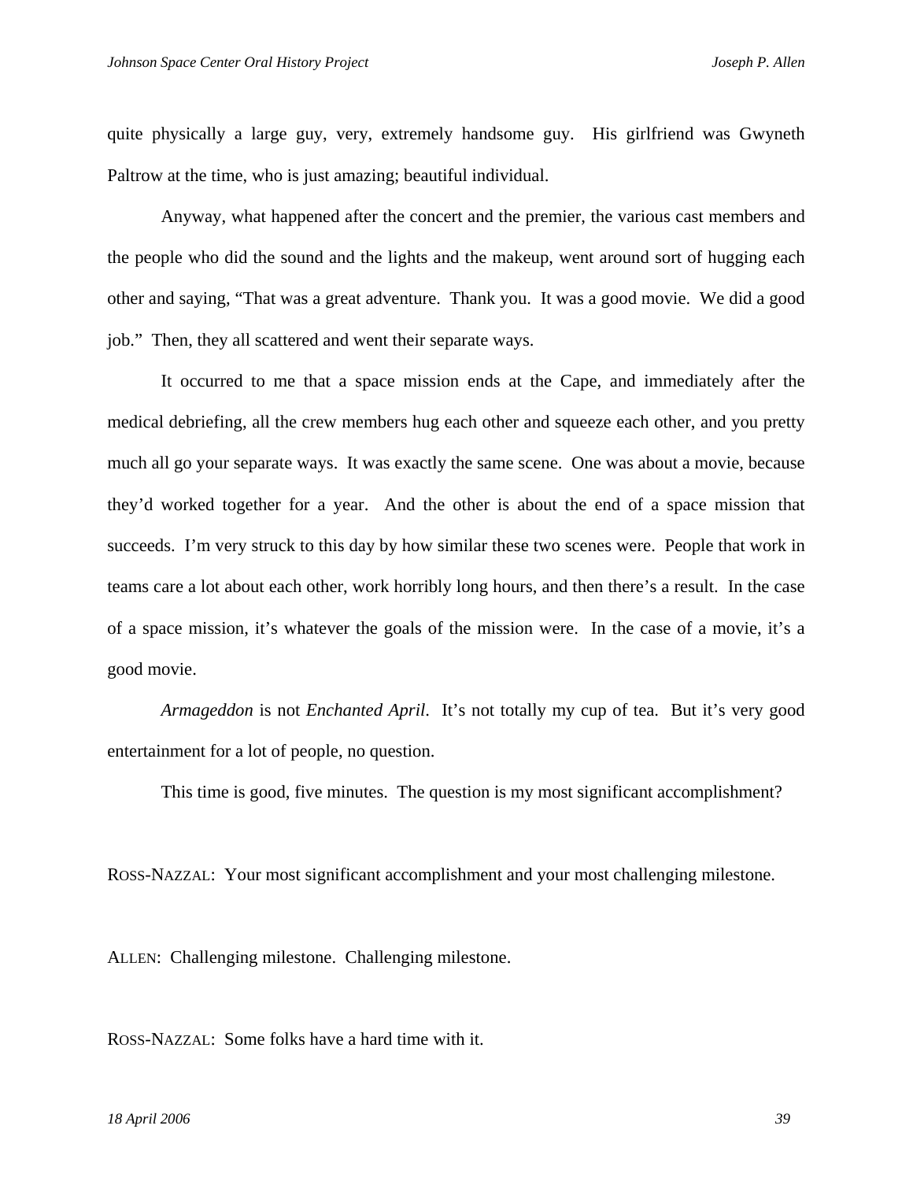quite physically a large guy, very, extremely handsome guy. His girlfriend was Gwyneth Paltrow at the time, who is just amazing; beautiful individual.

Anyway, what happened after the concert and the premier, the various cast members and the people who did the sound and the lights and the makeup, went around sort of hugging each other and saying, "That was a great adventure. Thank you. It was a good movie. We did a good job." Then, they all scattered and went their separate ways.

It occurred to me that a space mission ends at the Cape, and immediately after the medical debriefing, all the crew members hug each other and squeeze each other, and you pretty much all go your separate ways. It was exactly the same scene. One was about a movie, because they'd worked together for a year. And the other is about the end of a space mission that succeeds. I'm very struck to this day by how similar these two scenes were. People that work in teams care a lot about each other, work horribly long hours, and then there's a result. In the case of a space mission, it's whatever the goals of the mission were. In the case of a movie, it's a good movie.

*Armageddon* is not *Enchanted April*. It's not totally my cup of tea. But it's very good entertainment for a lot of people, no question.

This time is good, five minutes. The question is my most significant accomplishment?

ROSS-NAZZAL: Your most significant accomplishment and your most challenging milestone.

ALLEN: Challenging milestone. Challenging milestone.

ROSS-NAZZAL: Some folks have a hard time with it.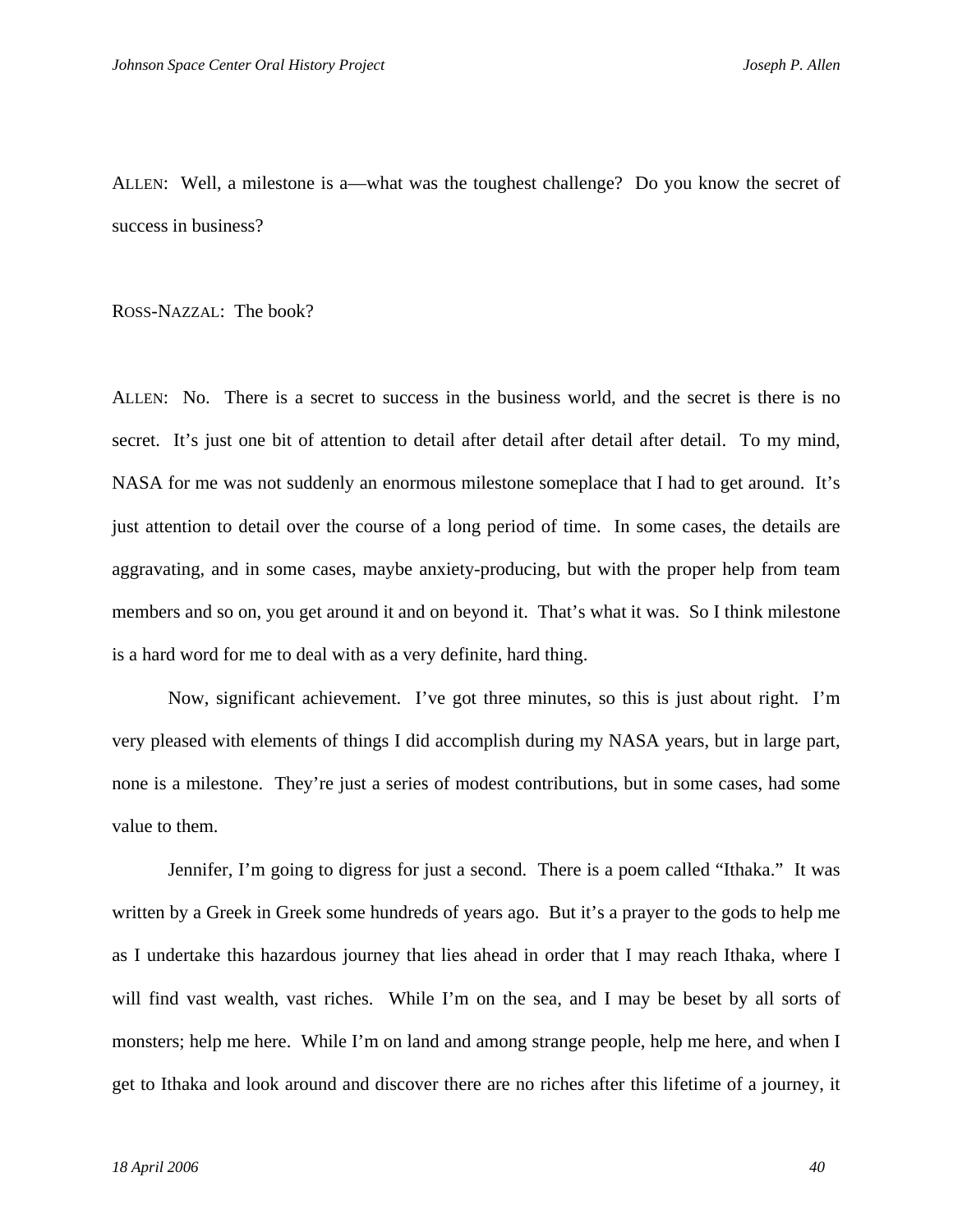ALLEN: Well, a milestone is a—what was the toughest challenge? Do you know the secret of success in business?

ROSS-NAZZAL: The book?

ALLEN: No. There is a secret to success in the business world, and the secret is there is no secret. It's just one bit of attention to detail after detail after detail after detail. To my mind, NASA for me was not suddenly an enormous milestone someplace that I had to get around. It's just attention to detail over the course of a long period of time. In some cases, the details are aggravating, and in some cases, maybe anxiety-producing, but with the proper help from team members and so on, you get around it and on beyond it. That's what it was. So I think milestone is a hard word for me to deal with as a very definite, hard thing.

Now, significant achievement. I've got three minutes, so this is just about right. I'm very pleased with elements of things I did accomplish during my NASA years, but in large part, none is a milestone. They're just a series of modest contributions, but in some cases, had some value to them.

Jennifer, I'm going to digress for just a second. There is a poem called "Ithaka." It was written by a Greek in Greek some hundreds of years ago. But it's a prayer to the gods to help me as I undertake this hazardous journey that lies ahead in order that I may reach Ithaka, where I will find vast wealth, vast riches. While I'm on the sea, and I may be beset by all sorts of monsters; help me here. While I'm on land and among strange people, help me here, and when I get to Ithaka and look around and discover there are no riches after this lifetime of a journey, it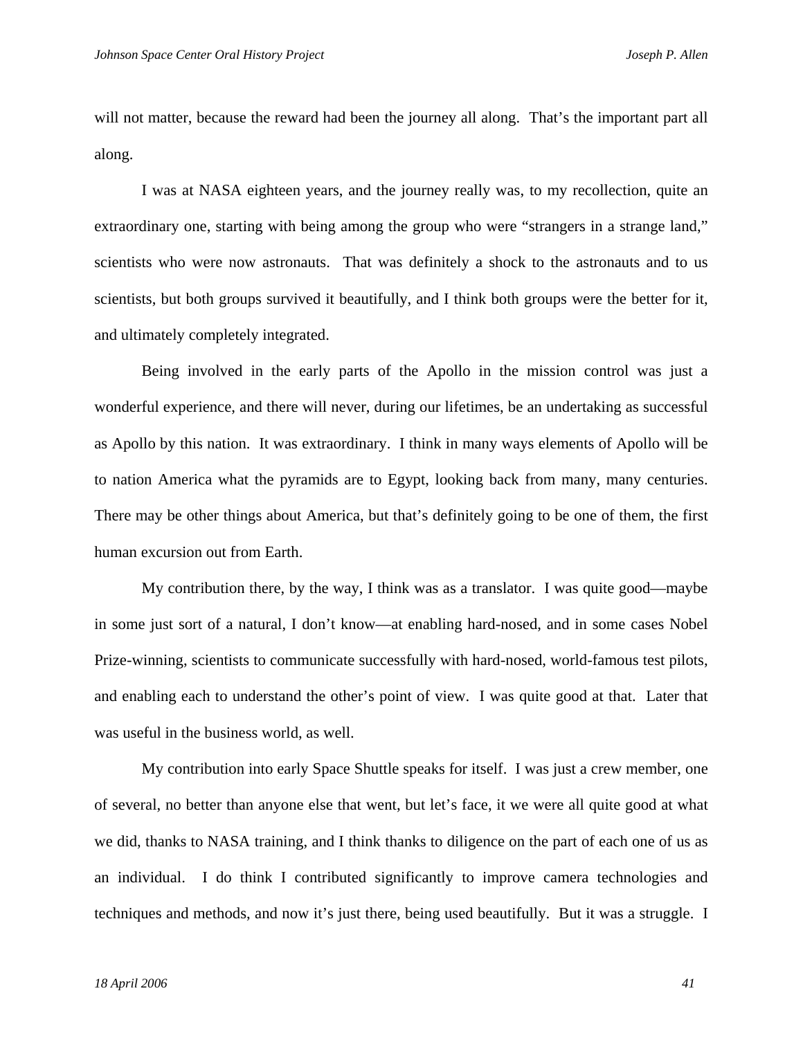will not matter, because the reward had been the journey all along. That's the important part all along.

I was at NASA eighteen years, and the journey really was, to my recollection, quite an extraordinary one, starting with being among the group who were "strangers in a strange land," scientists who were now astronauts. That was definitely a shock to the astronauts and to us scientists, but both groups survived it beautifully, and I think both groups were the better for it, and ultimately completely integrated.

Being involved in the early parts of the Apollo in the mission control was just a wonderful experience, and there will never, during our lifetimes, be an undertaking as successful as Apollo by this nation. It was extraordinary. I think in many ways elements of Apollo will be to nation America what the pyramids are to Egypt, looking back from many, many centuries. There may be other things about America, but that's definitely going to be one of them, the first human excursion out from Earth.

My contribution there, by the way, I think was as a translator. I was quite good—maybe in some just sort of a natural, I don't know—at enabling hard-nosed, and in some cases Nobel Prize-winning, scientists to communicate successfully with hard-nosed, world-famous test pilots, and enabling each to understand the other's point of view. I was quite good at that. Later that was useful in the business world, as well.

My contribution into early Space Shuttle speaks for itself. I was just a crew member, one of several, no better than anyone else that went, but let's face, it we were all quite good at what we did, thanks to NASA training, and I think thanks to diligence on the part of each one of us as an individual. I do think I contributed significantly to improve camera technologies and techniques and methods, and now it's just there, being used beautifully. But it was a struggle. I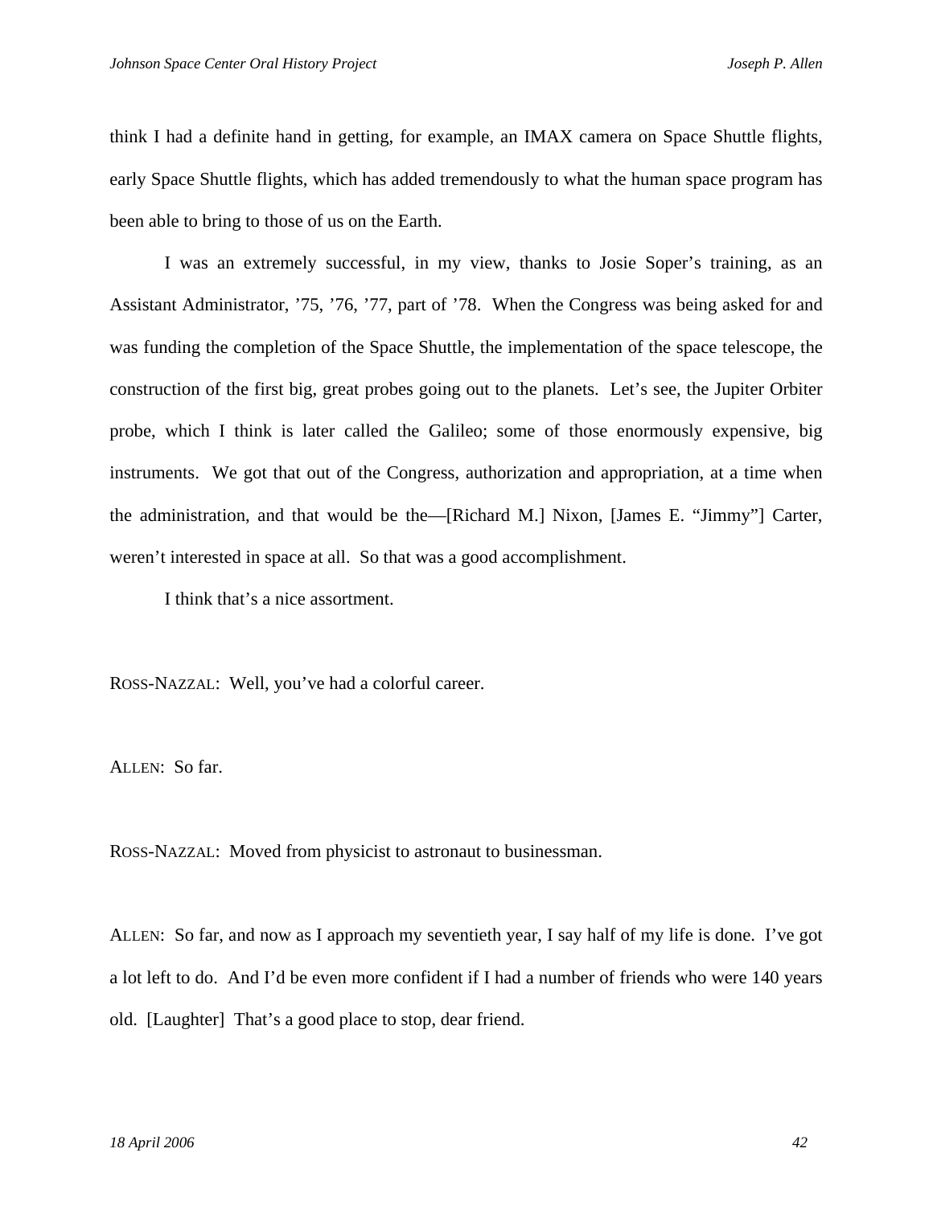think I had a definite hand in getting, for example, an IMAX camera on Space Shuttle flights, early Space Shuttle flights, which has added tremendously to what the human space program has been able to bring to those of us on the Earth.

I was an extremely successful, in my view, thanks to Josie Soper's training, as an Assistant Administrator, '75, '76, '77, part of '78. When the Congress was being asked for and was funding the completion of the Space Shuttle, the implementation of the space telescope, the construction of the first big, great probes going out to the planets. Let's see, the Jupiter Orbiter probe, which I think is later called the Galileo; some of those enormously expensive, big instruments. We got that out of the Congress, authorization and appropriation, at a time when the administration, and that would be the—[Richard M.] Nixon, [James E. "Jimmy"] Carter, weren't interested in space at all. So that was a good accomplishment.

I think that's a nice assortment.

ROSS-NAZZAL: Well, you've had a colorful career.

ALLEN: So far.

ROSS-NAZZAL: Moved from physicist to astronaut to businessman.

ALLEN: So far, and now as I approach my seventieth year, I say half of my life is done. I've got a lot left to do. And I'd be even more confident if I had a number of friends who were 140 years old. [Laughter] That's a good place to stop, dear friend.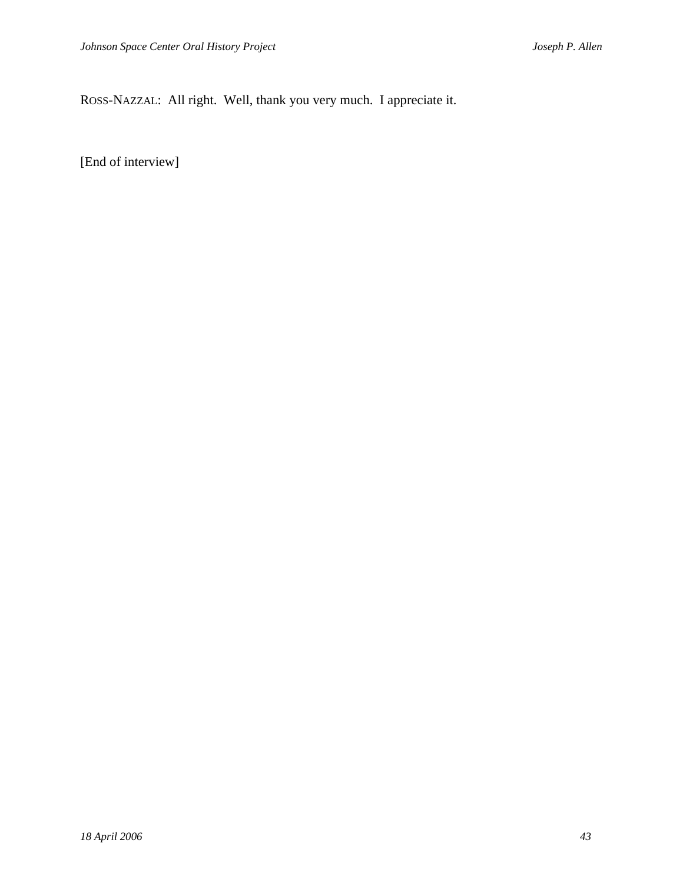ROSS-NAZZAL: All right. Well, thank you very much. I appreciate it.

[End of interview]